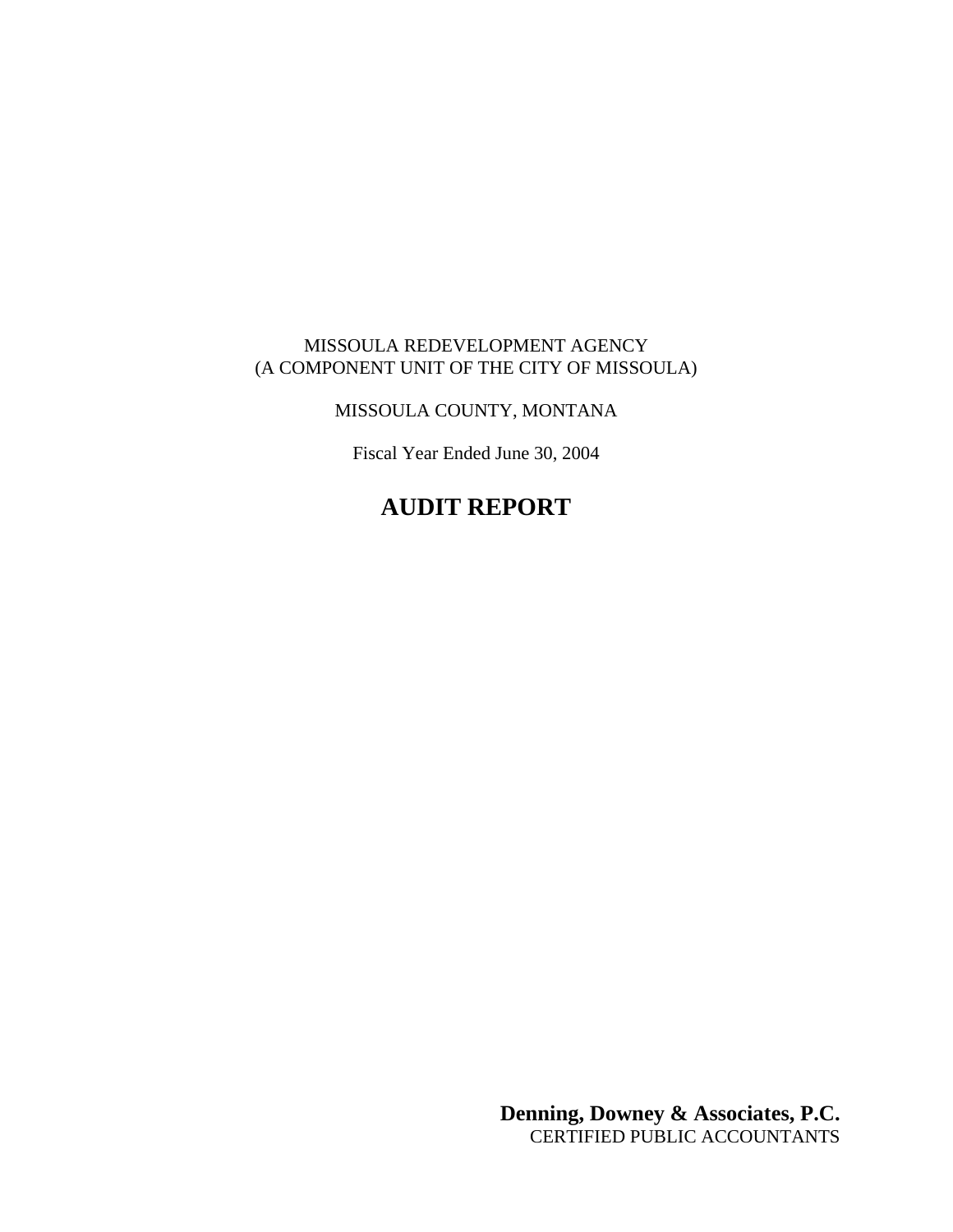MISSOULA REDEVELOPMENT AGENCY
(A COMPONENT UNIT OF THE CITY OF MISSOULA)

MISSOULA COUNTY, MONTANA

Fiscal Year Ended June 30, 2004

# AUDIT REPORT

**Denning, Downey & Associates, P.C.**
CERTIFIED PUBLIC ACCOUNTANTS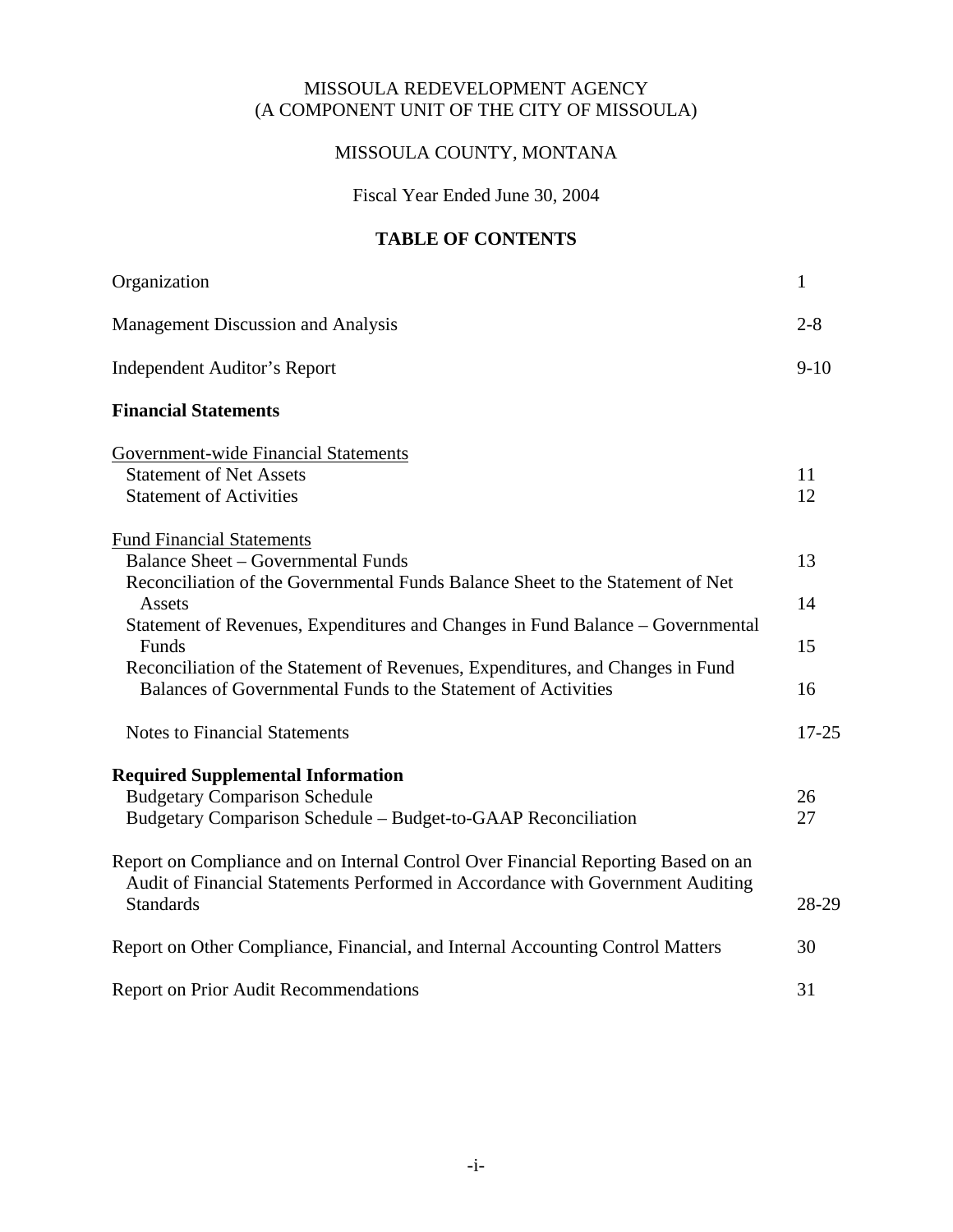MISSOULA REDEVELOPMENT AGENCY
(A COMPONENT UNIT OF THE CITY OF MISSOULA)

MISSOULA COUNTY, MONTANA

Fiscal Year Ended June 30, 2004

# TABLE OF CONTENTS

| | |
|---|---|
| Organization | 1 |
| Management Discussion and Analysis | 2-8 |
| Independent Auditor's Report | 9-10 |
| **Financial Statements** | |
| Government-wide Financial Statements | |
| Statement of Net Assets | 11 |
| Statement of Activities | 12 |
| Fund Financial Statements | |
| Balance Sheet – Governmental Funds | 13 |
| Reconciliation of the Governmental Funds Balance Sheet to the Statement of Net Assets | 14 |
| Statement of Revenues, Expenditures and Changes in Fund Balance – Governmental Funds | 15 |
| Reconciliation of the Statement of Revenues, Expenditures, and Changes in Fund Balances of Governmental Funds to the Statement of Activities | 16 |
| Notes to Financial Statements | 17-25 |
| **Required Supplemental Information** | |
| Budgetary Comparison Schedule | 26 |
| Budgetary Comparison Schedule – Budget-to-GAAP Reconciliation | 27 |
| Report on Compliance and on Internal Control Over Financial Reporting Based on an Audit of Financial Statements Performed in Accordance with Government Auditing Standards | 28-29 |
| Report on Other Compliance, Financial, and Internal Accounting Control Matters | 30 |
| Report on Prior Audit Recommendations | 31 |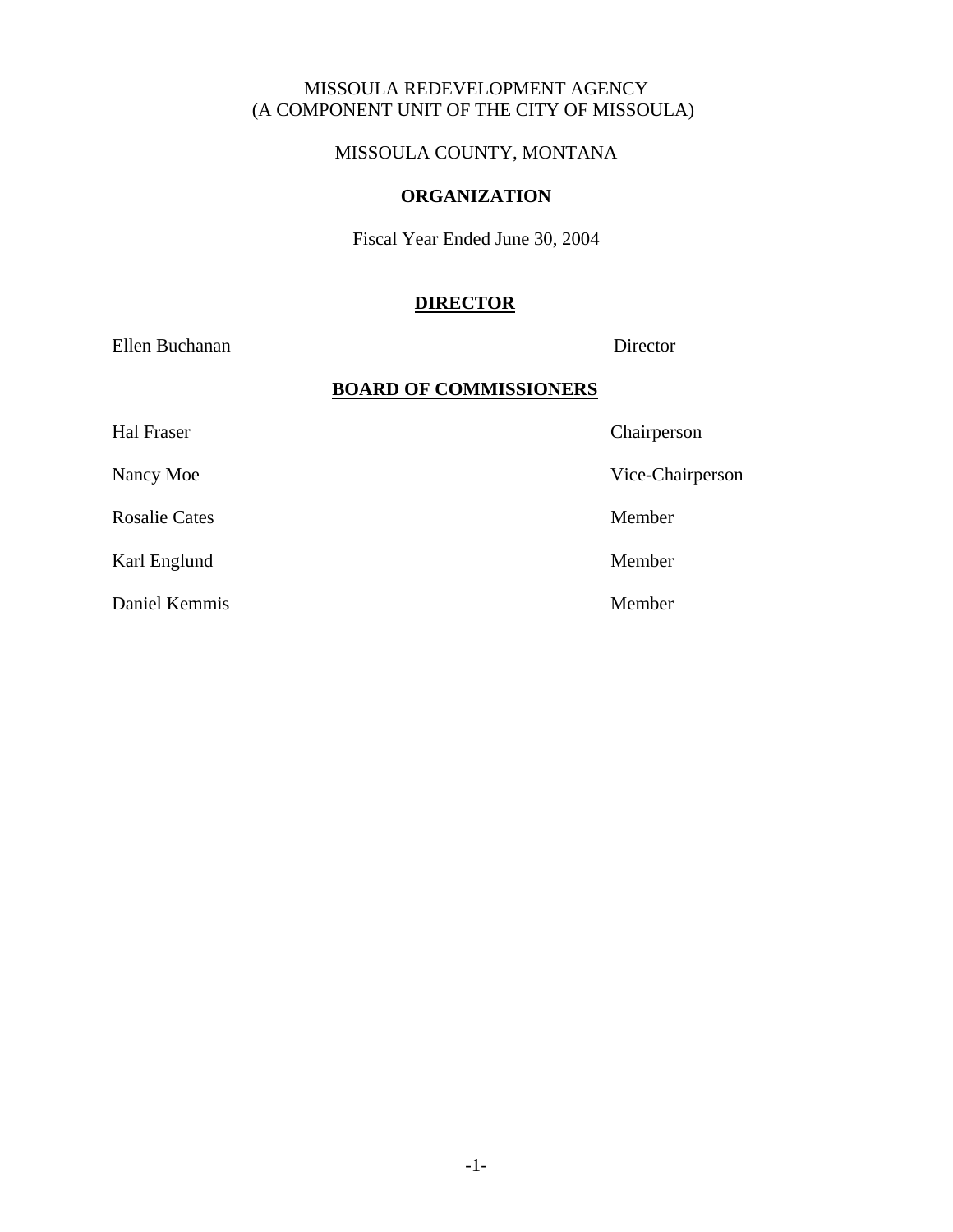MISSOULA REDEVELOPMENT AGENCY
(A COMPONENT UNIT OF THE CITY OF MISSOULA)

MISSOULA COUNTY, MONTANA

# ORGANIZATION

Fiscal Year Ended June 30, 2004

## DIRECTOR

| | |
|---|---|
| Ellen Buchanan | Director |

## BOARD OF COMMISSIONERS

| | |
|---|---|
| Hal Fraser | Chairperson |
| Nancy Moe | Vice-Chairperson |
| Rosalie Cates | Member |
| Karl Englund | Member |
| Daniel Kemmis | Member |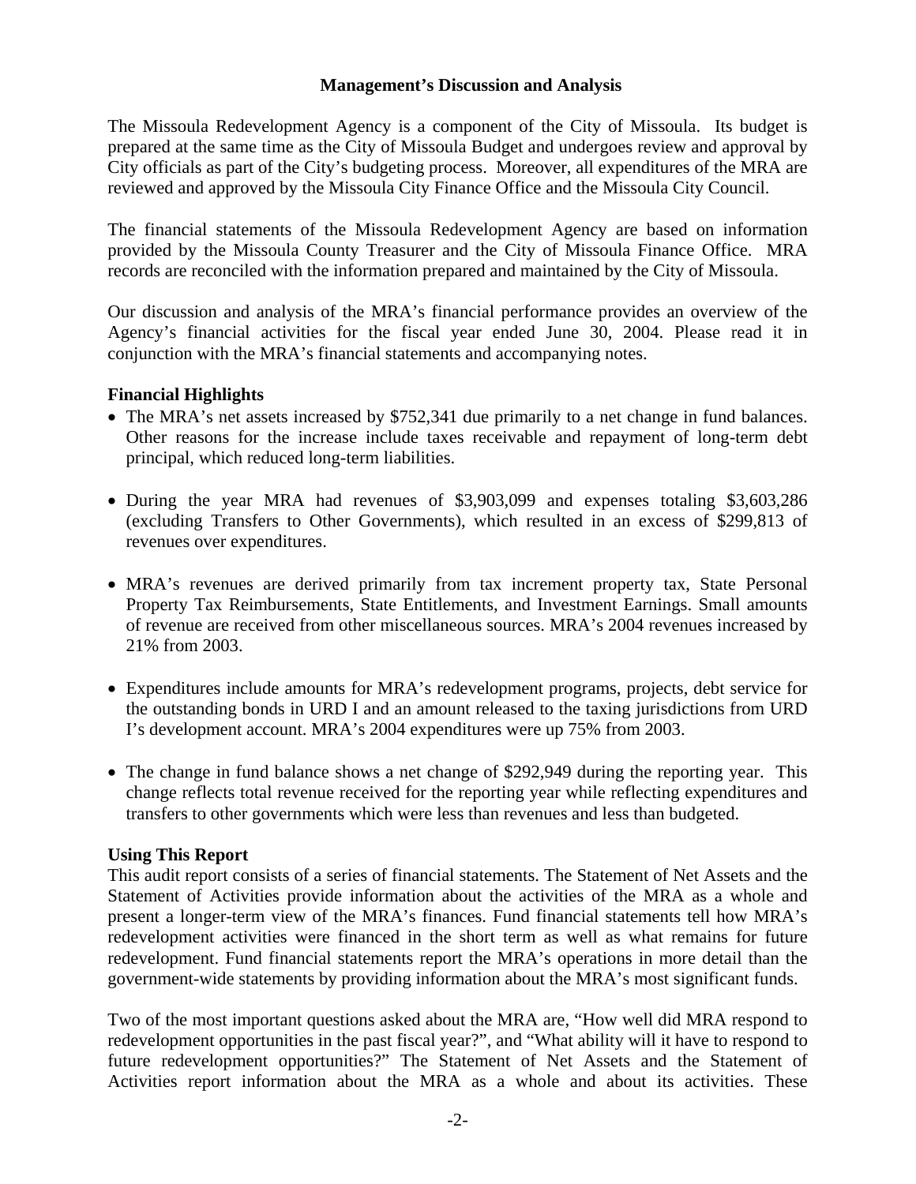## Management's Discussion and Analysis

The Missoula Redevelopment Agency is a component of the City of Missoula. Its budget is prepared at the same time as the City of Missoula Budget and undergoes review and approval by City officials as part of the City's budgeting process. Moreover, all expenditures of the MRA are reviewed and approved by the Missoula City Finance Office and the Missoula City Council.

The financial statements of the Missoula Redevelopment Agency are based on information provided by the Missoula County Treasurer and the City of Missoula Finance Office. MRA records are reconciled with the information prepared and maintained by the City of Missoula.

Our discussion and analysis of the MRA's financial performance provides an overview of the Agency's financial activities for the fiscal year ended June 30, 2004. Please read it in conjunction with the MRA's financial statements and accompanying notes.

### Financial Highlights

- The MRA's net assets increased by $752,341 due primarily to a net change in fund balances. Other reasons for the increase include taxes receivable and repayment of long-term debt principal, which reduced long-term liabilities.
- During the year MRA had revenues of $3,903,099 and expenses totaling $3,603,286 (excluding Transfers to Other Governments), which resulted in an excess of $299,813 of revenues over expenditures.
- MRA's revenues are derived primarily from tax increment property tax, State Personal Property Tax Reimbursements, State Entitlements, and Investment Earnings. Small amounts of revenue are received from other miscellaneous sources. MRA's 2004 revenues increased by 21% from 2003.
- Expenditures include amounts for MRA's redevelopment programs, projects, debt service for the outstanding bonds in URD I and an amount released to the taxing jurisdictions from URD I's development account. MRA's 2004 expenditures were up 75% from 2003.
- The change in fund balance shows a net change of $292,949 during the reporting year. This change reflects total revenue received for the reporting year while reflecting expenditures and transfers to other governments which were less than revenues and less than budgeted.

### Using This Report

This audit report consists of a series of financial statements. The Statement of Net Assets and the Statement of Activities provide information about the activities of the MRA as a whole and present a longer-term view of the MRA's finances. Fund financial statements tell how MRA's redevelopment activities were financed in the short term as well as what remains for future redevelopment. Fund financial statements report the MRA's operations in more detail than the government-wide statements by providing information about the MRA's most significant funds.

Two of the most important questions asked about the MRA are, "How well did MRA respond to redevelopment opportunities in the past fiscal year?", and "What ability will it have to respond to future redevelopment opportunities?" The Statement of Net Assets and the Statement of Activities report information about the MRA as a whole and about its activities. These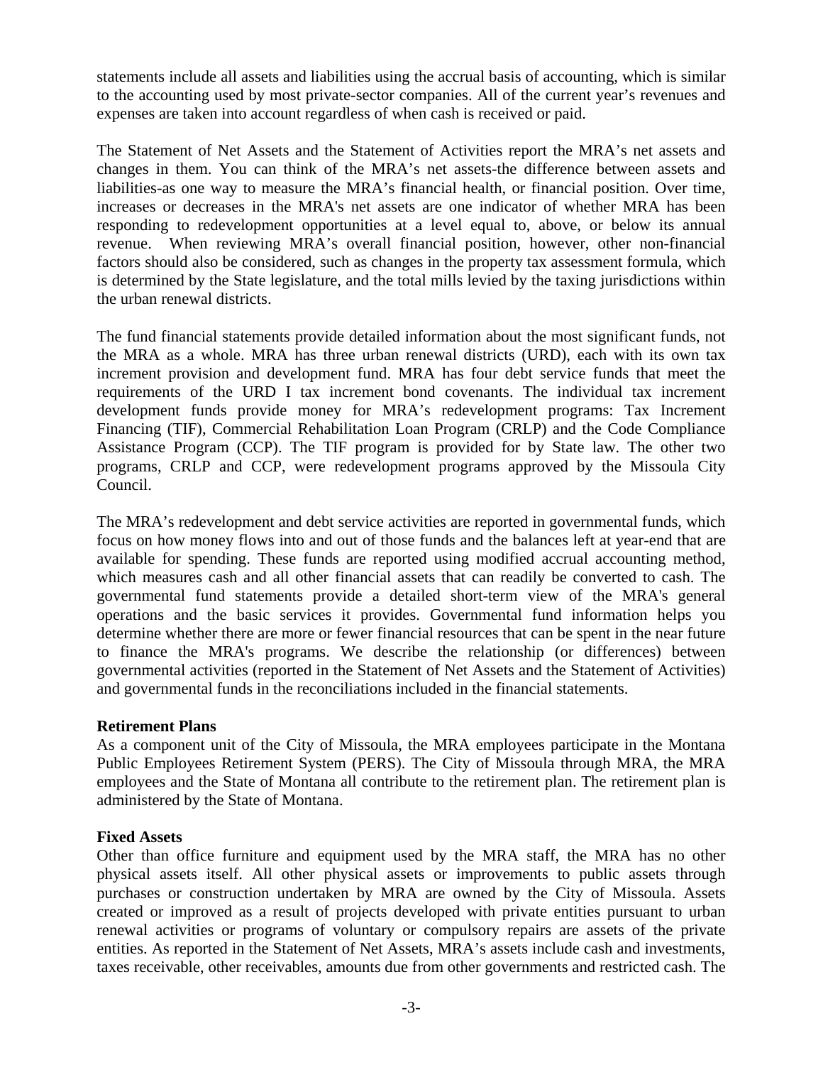statements include all assets and liabilities using the accrual basis of accounting, which is similar to the accounting used by most private-sector companies. All of the current year's revenues and expenses are taken into account regardless of when cash is received or paid.

The Statement of Net Assets and the Statement of Activities report the MRA's net assets and changes in them. You can think of the MRA's net assets-the difference between assets and liabilities-as one way to measure the MRA's financial health, or financial position. Over time, increases or decreases in the MRA's net assets are one indicator of whether MRA has been responding to redevelopment opportunities at a level equal to, above, or below its annual revenue. When reviewing MRA's overall financial position, however, other non-financial factors should also be considered, such as changes in the property tax assessment formula, which is determined by the State legislature, and the total mills levied by the taxing jurisdictions within the urban renewal districts.

The fund financial statements provide detailed information about the most significant funds, not the MRA as a whole. MRA has three urban renewal districts (URD), each with its own tax increment provision and development fund. MRA has four debt service funds that meet the requirements of the URD I tax increment bond covenants. The individual tax increment development funds provide money for MRA's redevelopment programs: Tax Increment Financing (TIF), Commercial Rehabilitation Loan Program (CRLP) and the Code Compliance Assistance Program (CCP). The TIF program is provided for by State law. The other two programs, CRLP and CCP, were redevelopment programs approved by the Missoula City Council.

The MRA's redevelopment and debt service activities are reported in governmental funds, which focus on how money flows into and out of those funds and the balances left at year-end that are available for spending. These funds are reported using modified accrual accounting method, which measures cash and all other financial assets that can readily be converted to cash. The governmental fund statements provide a detailed short-term view of the MRA's general operations and the basic services it provides. Governmental fund information helps you determine whether there are more or fewer financial resources that can be spent in the near future to finance the MRA's programs. We describe the relationship (or differences) between governmental activities (reported in the Statement of Net Assets and the Statement of Activities) and governmental funds in the reconciliations included in the financial statements.

**Retirement Plans**

As a component unit of the City of Missoula, the MRA employees participate in the Montana Public Employees Retirement System (PERS). The City of Missoula through MRA, the MRA employees and the State of Montana all contribute to the retirement plan. The retirement plan is administered by the State of Montana.

**Fixed Assets**

Other than office furniture and equipment used by the MRA staff, the MRA has no other physical assets itself. All other physical assets or improvements to public assets through purchases or construction undertaken by MRA are owned by the City of Missoula. Assets created or improved as a result of projects developed with private entities pursuant to urban renewal activities or programs of voluntary or compulsory repairs are assets of the private entities. As reported in the Statement of Net Assets, MRA's assets include cash and investments, taxes receivable, other receivables, amounts due from other governments and restricted cash. The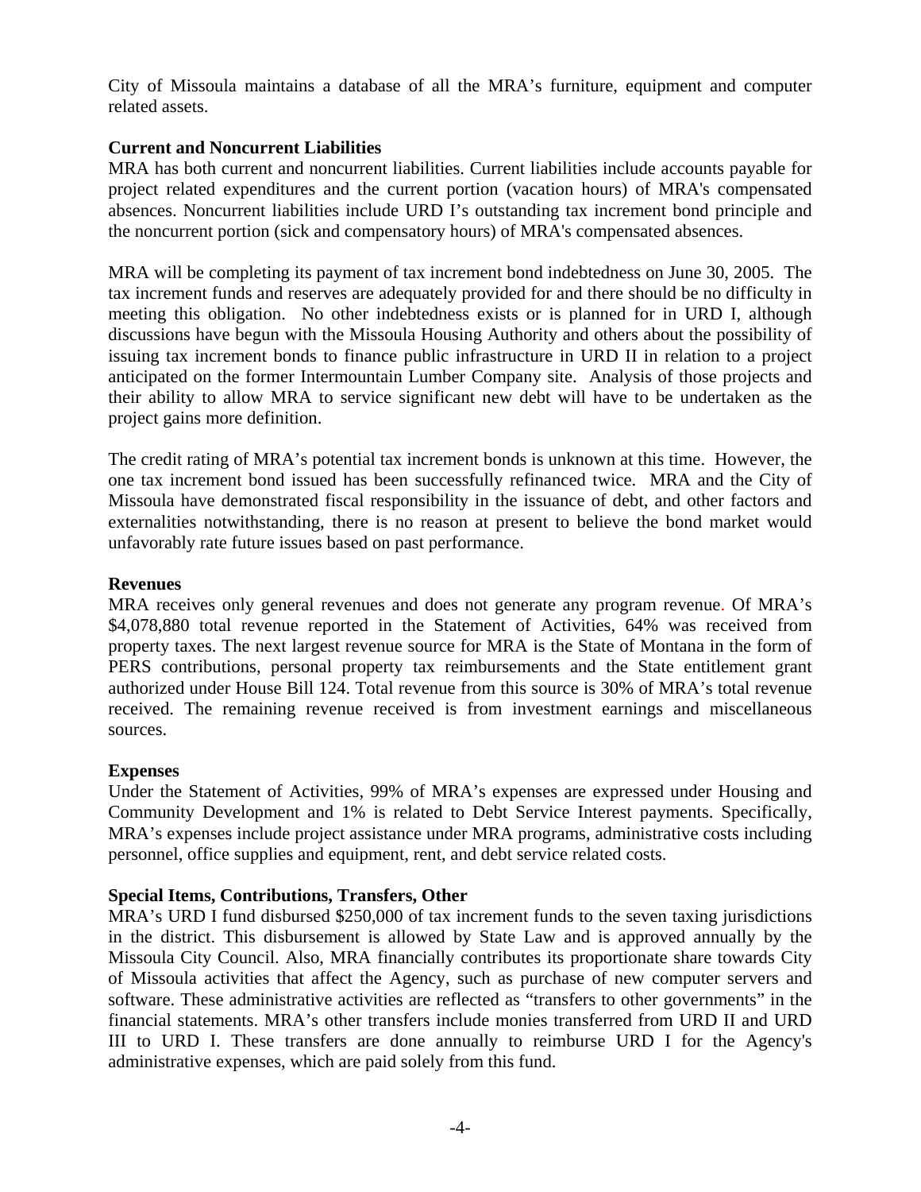City of Missoula maintains a database of all the MRA's furniture, equipment and computer related assets.

**Current and Noncurrent Liabilities**

MRA has both current and noncurrent liabilities. Current liabilities include accounts payable for project related expenditures and the current portion (vacation hours) of MRA's compensated absences. Noncurrent liabilities include URD I's outstanding tax increment bond principle and the noncurrent portion (sick and compensatory hours) of MRA's compensated absences.

MRA will be completing its payment of tax increment bond indebtedness on June 30, 2005. The tax increment funds and reserves are adequately provided for and there should be no difficulty in meeting this obligation. No other indebtedness exists or is planned for in URD I, although discussions have begun with the Missoula Housing Authority and others about the possibility of issuing tax increment bonds to finance public infrastructure in URD II in relation to a project anticipated on the former Intermountain Lumber Company site. Analysis of those projects and their ability to allow MRA to service significant new debt will have to be undertaken as the project gains more definition.

The credit rating of MRA's potential tax increment bonds is unknown at this time. However, the one tax increment bond issued has been successfully refinanced twice. MRA and the City of Missoula have demonstrated fiscal responsibility in the issuance of debt, and other factors and externalities notwithstanding, there is no reason at present to believe the bond market would unfavorably rate future issues based on past performance.

**Revenues**

MRA receives only general revenues and does not generate any program revenue. Of MRA's $4,078,880 total revenue reported in the Statement of Activities, 64% was received from property taxes. The next largest revenue source for MRA is the State of Montana in the form of PERS contributions, personal property tax reimbursements and the State entitlement grant authorized under House Bill 124. Total revenue from this source is 30% of MRA's total revenue received. The remaining revenue received is from investment earnings and miscellaneous sources.

**Expenses**

Under the Statement of Activities, 99% of MRA's expenses are expressed under Housing and Community Development and 1% is related to Debt Service Interest payments. Specifically, MRA's expenses include project assistance under MRA programs, administrative costs including personnel, office supplies and equipment, rent, and debt service related costs.

**Special Items, Contributions, Transfers, Other**

MRA's URD I fund disbursed $250,000 of tax increment funds to the seven taxing jurisdictions in the district. This disbursement is allowed by State Law and is approved annually by the Missoula City Council. Also, MRA financially contributes its proportionate share towards City of Missoula activities that affect the Agency, such as purchase of new computer servers and software. These administrative activities are reflected as "transfers to other governments" in the financial statements. MRA's other transfers include monies transferred from URD II and URD III to URD I. These transfers are done annually to reimburse URD I for the Agency's administrative expenses, which are paid solely from this fund.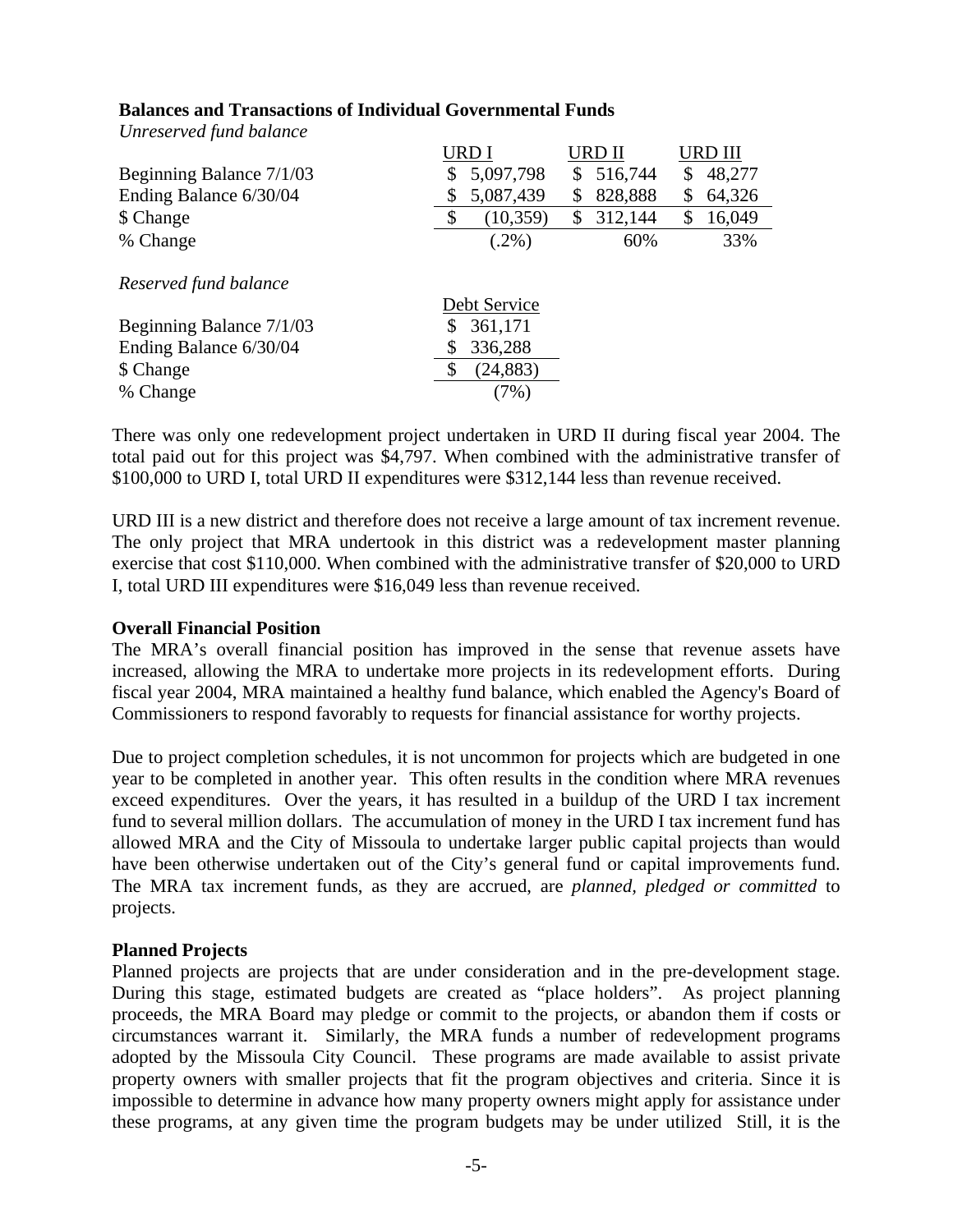**Balances and Transactions of Individual Governmental Funds**

*Unreserved fund balance*

| | URD I | URD II | URD III |
|---|---|---|---|
| Beginning Balance 7/1/03 | $ 5,097,798 | $ 516,744 | $ 48,277 |
| Ending Balance 6/30/04 | $ 5,087,439 | $ 828,888 | $ 64,326 |
| $ Change | $ (10,359) | $ 312,144 | $ 16,049 |
| % Change | (.2%) | 60% | 33% |

*Reserved fund balance*

| | Debt Service |
|---|---|
| Beginning Balance 7/1/03 | $ 361,171 |
| Ending Balance 6/30/04 | $ 336,288 |
| $ Change | $ (24,883) |
| % Change | (7%) |

There was only one redevelopment project undertaken in URD II during fiscal year 2004. The total paid out for this project was $4,797. When combined with the administrative transfer of $100,000 to URD I, total URD II expenditures were $312,144 less than revenue received.

URD III is a new district and therefore does not receive a large amount of tax increment revenue. The only project that MRA undertook in this district was a redevelopment master planning exercise that cost $110,000. When combined with the administrative transfer of $20,000 to URD I, total URD III expenditures were $16,049 less than revenue received.

**Overall Financial Position**

The MRA's overall financial position has improved in the sense that revenue assets have increased, allowing the MRA to undertake more projects in its redevelopment efforts. During fiscal year 2004, MRA maintained a healthy fund balance, which enabled the Agency's Board of Commissioners to respond favorably to requests for financial assistance for worthy projects.

Due to project completion schedules, it is not uncommon for projects which are budgeted in one year to be completed in another year. This often results in the condition where MRA revenues exceed expenditures. Over the years, it has resulted in a buildup of the URD I tax increment fund to several million dollars. The accumulation of money in the URD I tax increment fund has allowed MRA and the City of Missoula to undertake larger public capital projects than would have been otherwise undertaken out of the City's general fund or capital improvements fund. The MRA tax increment funds, as they are accrued, are *planned, pledged or committed* to projects.

**Planned Projects**

Planned projects are projects that are under consideration and in the pre-development stage. During this stage, estimated budgets are created as "place holders". As project planning proceeds, the MRA Board may pledge or commit to the projects, or abandon them if costs or circumstances warrant it. Similarly, the MRA funds a number of redevelopment programs adopted by the Missoula City Council. These programs are made available to assist private property owners with smaller projects that fit the program objectives and criteria. Since it is impossible to determine in advance how many property owners might apply for assistance under these programs, at any given time the program budgets may be under utilized Still, it is the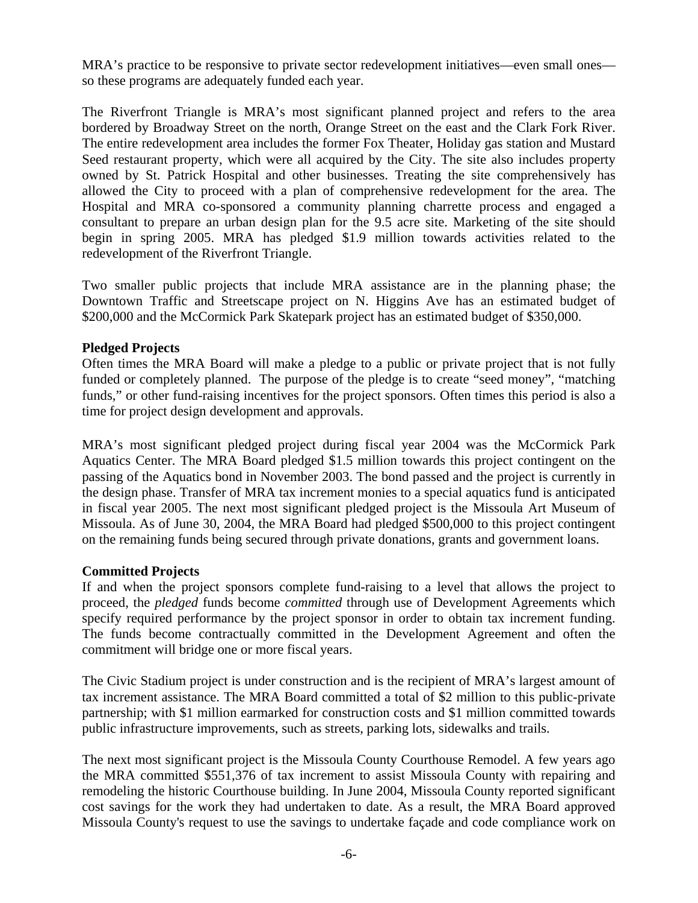MRA's practice to be responsive to private sector redevelopment initiatives—even small ones—so these programs are adequately funded each year.

The Riverfront Triangle is MRA's most significant planned project and refers to the area bordered by Broadway Street on the north, Orange Street on the east and the Clark Fork River. The entire redevelopment area includes the former Fox Theater, Holiday gas station and Mustard Seed restaurant property, which were all acquired by the City. The site also includes property owned by St. Patrick Hospital and other businesses. Treating the site comprehensively has allowed the City to proceed with a plan of comprehensive redevelopment for the area. The Hospital and MRA co-sponsored a community planning charrette process and engaged a consultant to prepare an urban design plan for the 9.5 acre site. Marketing of the site should begin in spring 2005. MRA has pledged $1.9 million towards activities related to the redevelopment of the Riverfront Triangle.

Two smaller public projects that include MRA assistance are in the planning phase; the Downtown Traffic and Streetscape project on N. Higgins Ave has an estimated budget of $200,000 and the McCormick Park Skatepark project has an estimated budget of $350,000.

**Pledged Projects**

Often times the MRA Board will make a pledge to a public or private project that is not fully funded or completely planned. The purpose of the pledge is to create "seed money", "matching funds," or other fund-raising incentives for the project sponsors. Often times this period is also a time for project design development and approvals.

MRA's most significant pledged project during fiscal year 2004 was the McCormick Park Aquatics Center. The MRA Board pledged $1.5 million towards this project contingent on the passing of the Aquatics bond in November 2003. The bond passed and the project is currently in the design phase. Transfer of MRA tax increment monies to a special aquatics fund is anticipated in fiscal year 2005. The next most significant pledged project is the Missoula Art Museum of Missoula. As of June 30, 2004, the MRA Board had pledged $500,000 to this project contingent on the remaining funds being secured through private donations, grants and government loans.

**Committed Projects**

If and when the project sponsors complete fund-raising to a level that allows the project to proceed, the *pledged* funds become *committed* through use of Development Agreements which specify required performance by the project sponsor in order to obtain tax increment funding. The funds become contractually committed in the Development Agreement and often the commitment will bridge one or more fiscal years.

The Civic Stadium project is under construction and is the recipient of MRA's largest amount of tax increment assistance. The MRA Board committed a total of $2 million to this public-private partnership; with $1 million earmarked for construction costs and $1 million committed towards public infrastructure improvements, such as streets, parking lots, sidewalks and trails.

The next most significant project is the Missoula County Courthouse Remodel. A few years ago the MRA committed $551,376 of tax increment to assist Missoula County with repairing and remodeling the historic Courthouse building. In June 2004, Missoula County reported significant cost savings for the work they had undertaken to date. As a result, the MRA Board approved Missoula County's request to use the savings to undertake façade and code compliance work on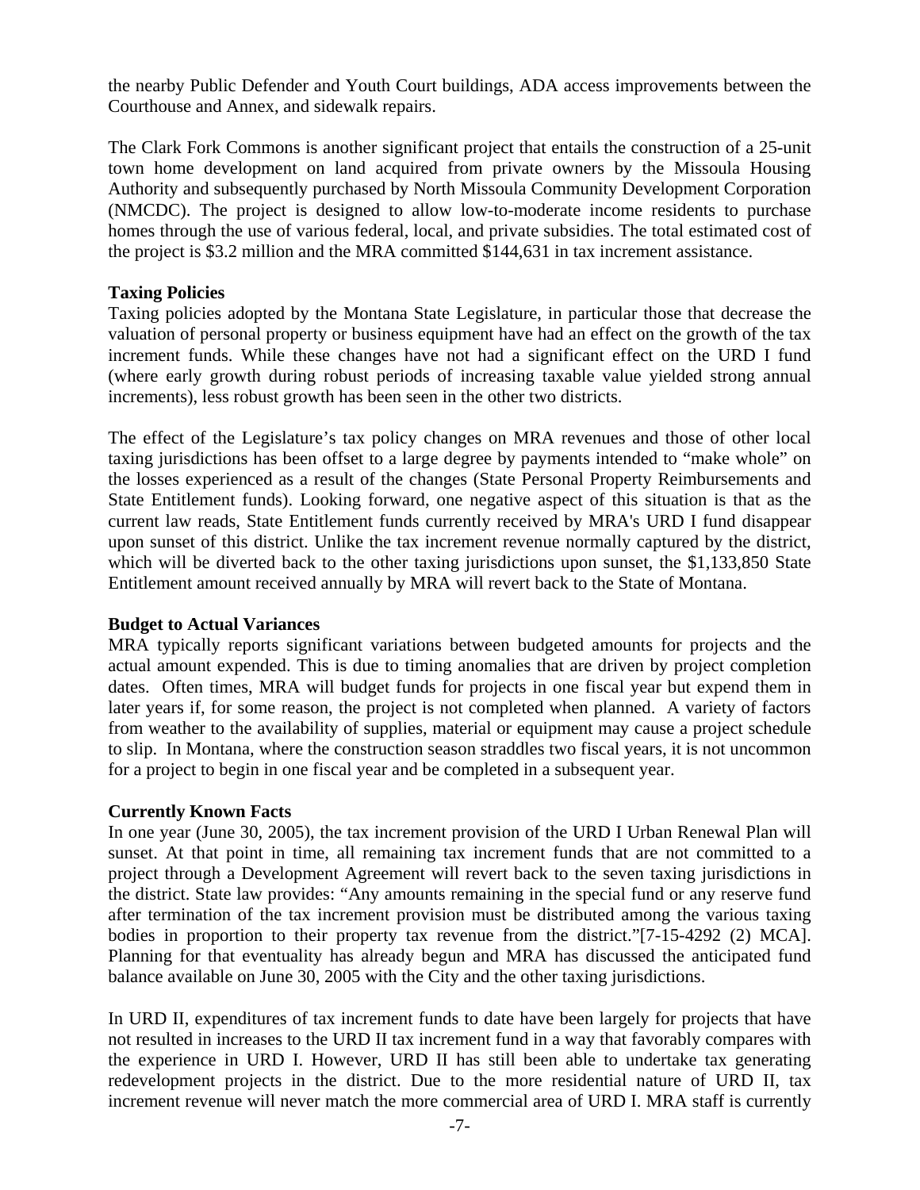the nearby Public Defender and Youth Court buildings, ADA access improvements between the Courthouse and Annex, and sidewalk repairs.

The Clark Fork Commons is another significant project that entails the construction of a 25-unit town home development on land acquired from private owners by the Missoula Housing Authority and subsequently purchased by North Missoula Community Development Corporation (NMCDC). The project is designed to allow low-to-moderate income residents to purchase homes through the use of various federal, local, and private subsidies. The total estimated cost of the project is $3.2 million and the MRA committed $144,631 in tax increment assistance.

**Taxing Policies**

Taxing policies adopted by the Montana State Legislature, in particular those that decrease the valuation of personal property or business equipment have had an effect on the growth of the tax increment funds. While these changes have not had a significant effect on the URD I fund (where early growth during robust periods of increasing taxable value yielded strong annual increments), less robust growth has been seen in the other two districts.

The effect of the Legislature's tax policy changes on MRA revenues and those of other local taxing jurisdictions has been offset to a large degree by payments intended to "make whole" on the losses experienced as a result of the changes (State Personal Property Reimbursements and State Entitlement funds). Looking forward, one negative aspect of this situation is that as the current law reads, State Entitlement funds currently received by MRA's URD I fund disappear upon sunset of this district. Unlike the tax increment revenue normally captured by the district, which will be diverted back to the other taxing jurisdictions upon sunset, the $1,133,850 State Entitlement amount received annually by MRA will revert back to the State of Montana.

**Budget to Actual Variances**

MRA typically reports significant variations between budgeted amounts for projects and the actual amount expended. This is due to timing anomalies that are driven by project completion dates. Often times, MRA will budget funds for projects in one fiscal year but expend them in later years if, for some reason, the project is not completed when planned. A variety of factors from weather to the availability of supplies, material or equipment may cause a project schedule to slip. In Montana, where the construction season straddles two fiscal years, it is not uncommon for a project to begin in one fiscal year and be completed in a subsequent year.

**Currently Known Facts**

In one year (June 30, 2005), the tax increment provision of the URD I Urban Renewal Plan will sunset. At that point in time, all remaining tax increment funds that are not committed to a project through a Development Agreement will revert back to the seven taxing jurisdictions in the district. State law provides: "Any amounts remaining in the special fund or any reserve fund after termination of the tax increment provision must be distributed among the various taxing bodies in proportion to their property tax revenue from the district."[7-15-4292 (2) MCA]. Planning for that eventuality has already begun and MRA has discussed the anticipated fund balance available on June 30, 2005 with the City and the other taxing jurisdictions.

In URD II, expenditures of tax increment funds to date have been largely for projects that have not resulted in increases to the URD II tax increment fund in a way that favorably compares with the experience in URD I. However, URD II has still been able to undertake tax generating redevelopment projects in the district. Due to the more residential nature of URD II, tax increment revenue will never match the more commercial area of URD I. MRA staff is currently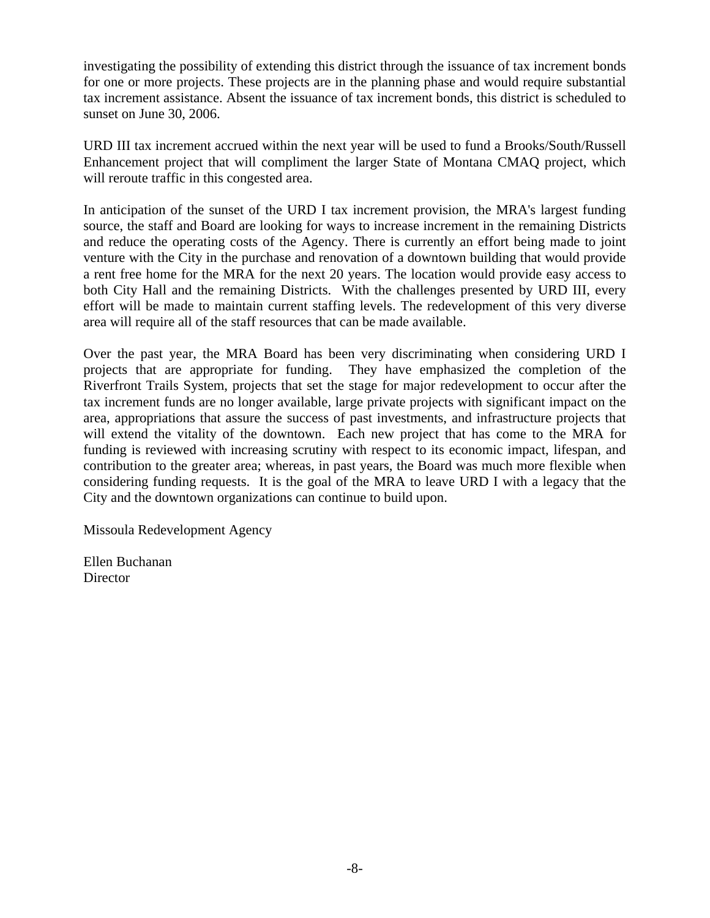investigating the possibility of extending this district through the issuance of tax increment bonds for one or more projects. These projects are in the planning phase and would require substantial tax increment assistance. Absent the issuance of tax increment bonds, this district is scheduled to sunset on June 30, 2006.

URD III tax increment accrued within the next year will be used to fund a Brooks/South/Russell Enhancement project that will compliment the larger State of Montana CMAQ project, which will reroute traffic in this congested area.

In anticipation of the sunset of the URD I tax increment provision, the MRA's largest funding source, the staff and Board are looking for ways to increase increment in the remaining Districts and reduce the operating costs of the Agency. There is currently an effort being made to joint venture with the City in the purchase and renovation of a downtown building that would provide a rent free home for the MRA for the next 20 years. The location would provide easy access to both City Hall and the remaining Districts. With the challenges presented by URD III, every effort will be made to maintain current staffing levels. The redevelopment of this very diverse area will require all of the staff resources that can be made available.

Over the past year, the MRA Board has been very discriminating when considering URD I projects that are appropriate for funding. They have emphasized the completion of the Riverfront Trails System, projects that set the stage for major redevelopment to occur after the tax increment funds are no longer available, large private projects with significant impact on the area, appropriations that assure the success of past investments, and infrastructure projects that will extend the vitality of the downtown. Each new project that has come to the MRA for funding is reviewed with increasing scrutiny with respect to its economic impact, lifespan, and contribution to the greater area; whereas, in past years, the Board was much more flexible when considering funding requests. It is the goal of the MRA to leave URD I with a legacy that the City and the downtown organizations can continue to build upon.

Missoula Redevelopment Agency

Ellen Buchanan
Director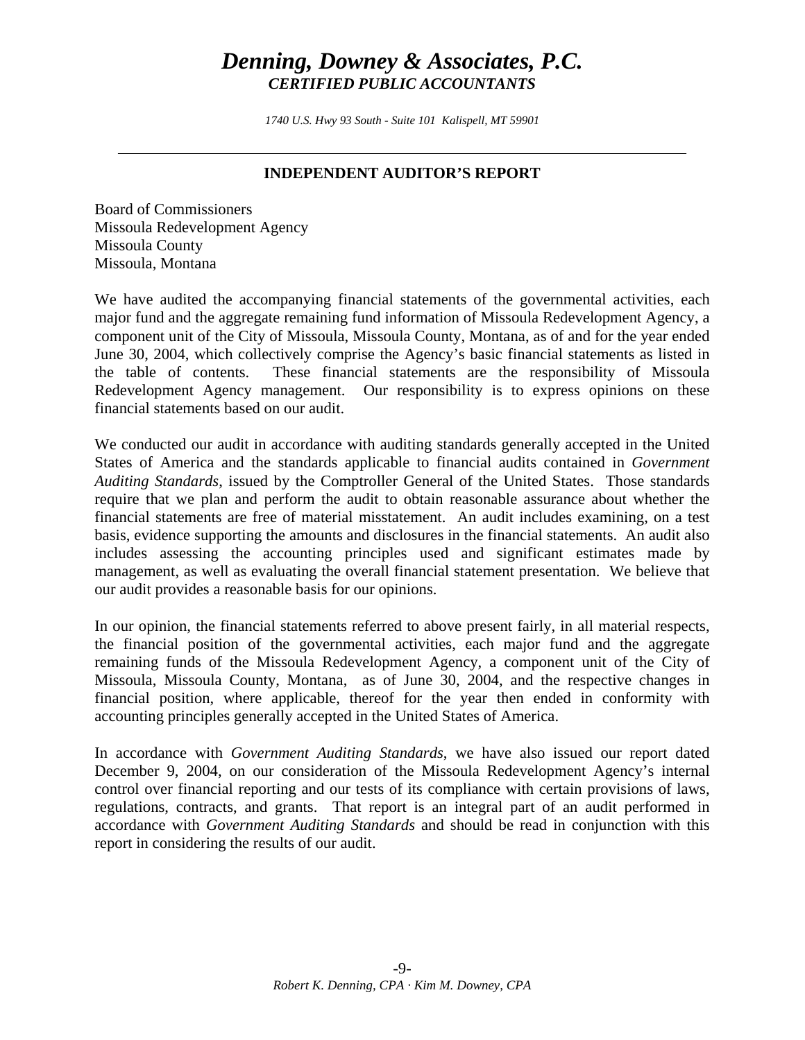# *Denning, Downey & Associates, P.C.*

***CERTIFIED PUBLIC ACCOUNTANTS***

*1740 U.S. Hwy 93 South - Suite 101 Kalispell, MT 59901*

## INDEPENDENT AUDITOR'S REPORT

Board of Commissioners
Missoula Redevelopment Agency
Missoula County
Missoula, Montana

We have audited the accompanying financial statements of the governmental activities, each major fund and the aggregate remaining fund information of Missoula Redevelopment Agency, a component unit of the City of Missoula, Missoula County, Montana, as of and for the year ended June 30, 2004, which collectively comprise the Agency's basic financial statements as listed in the table of contents. These financial statements are the responsibility of Missoula Redevelopment Agency management. Our responsibility is to express opinions on these financial statements based on our audit.

We conducted our audit in accordance with auditing standards generally accepted in the United States of America and the standards applicable to financial audits contained in *Government Auditing Standards*, issued by the Comptroller General of the United States. Those standards require that we plan and perform the audit to obtain reasonable assurance about whether the financial statements are free of material misstatement. An audit includes examining, on a test basis, evidence supporting the amounts and disclosures in the financial statements. An audit also includes assessing the accounting principles used and significant estimates made by management, as well as evaluating the overall financial statement presentation. We believe that our audit provides a reasonable basis for our opinions.

In our opinion, the financial statements referred to above present fairly, in all material respects, the financial position of the governmental activities, each major fund and the aggregate remaining funds of the Missoula Redevelopment Agency, a component unit of the City of Missoula, Missoula County, Montana, as of June 30, 2004, and the respective changes in financial position, where applicable, thereof for the year then ended in conformity with accounting principles generally accepted in the United States of America.

In accordance with *Government Auditing Standards*, we have also issued our report dated December 9, 2004, on our consideration of the Missoula Redevelopment Agency's internal control over financial reporting and our tests of its compliance with certain provisions of laws, regulations, contracts, and grants. That report is an integral part of an audit performed in accordance with *Government Auditing Standards* and should be read in conjunction with this report in considering the results of our audit.

*Robert K. Denning, CPA · Kim M. Downey, CPA*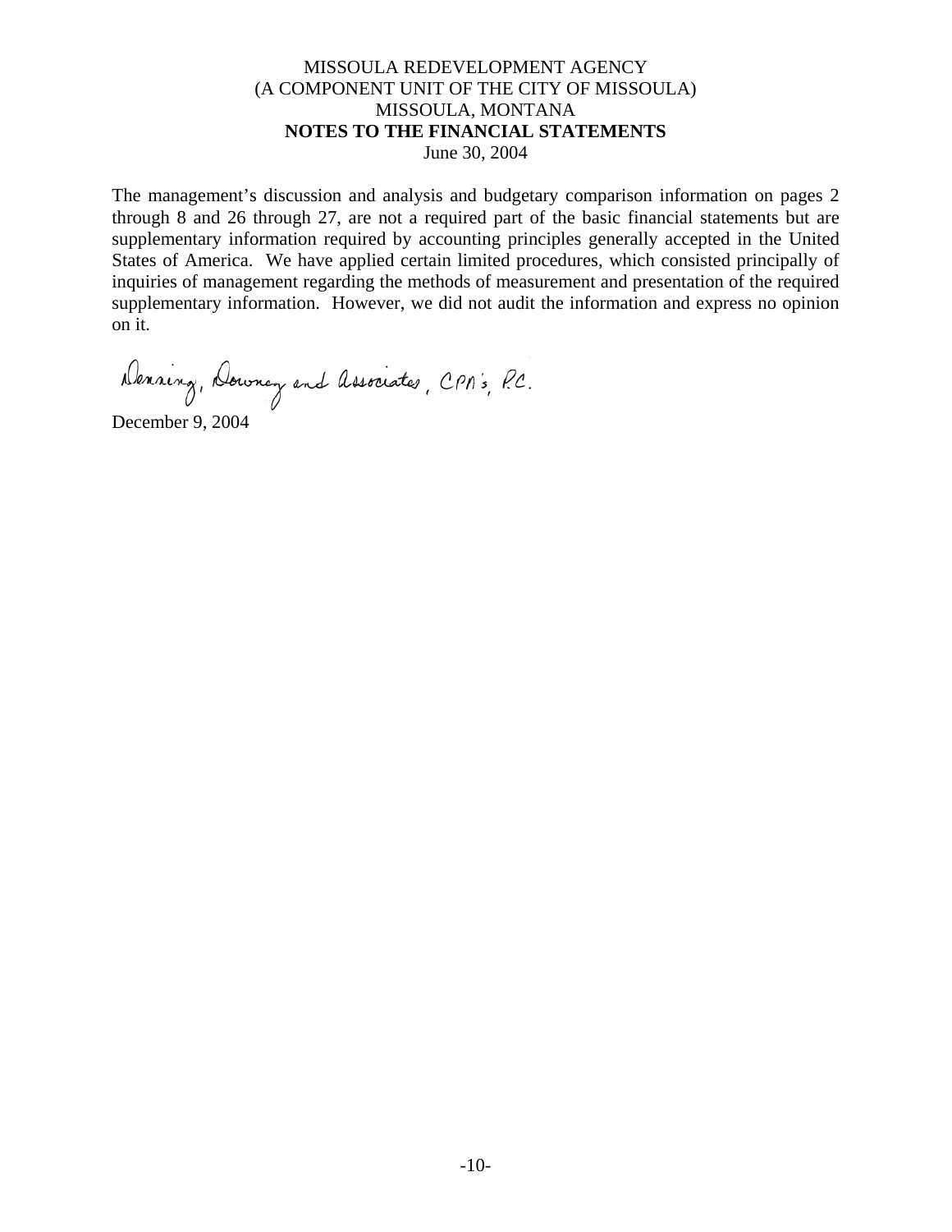MISSOULA REDEVELOPMENT AGENCY
(A COMPONENT UNIT OF THE CITY OF MISSOULA)
MISSOULA, MONTANA
**NOTES TO THE FINANCIAL STATEMENTS**
June 30, 2004

The management's discussion and analysis and budgetary comparison information on pages 2 through 8 and 26 through 27, are not a required part of the basic financial statements but are supplementary information required by accounting principles generally accepted in the United States of America. We have applied certain limited procedures, which consisted principally of inquiries of management regarding the methods of measurement and presentation of the required supplementary information. However, we did not audit the information and express no opinion on it.

Denning, Downey and Associates, CPA's, P.C.

December 9, 2004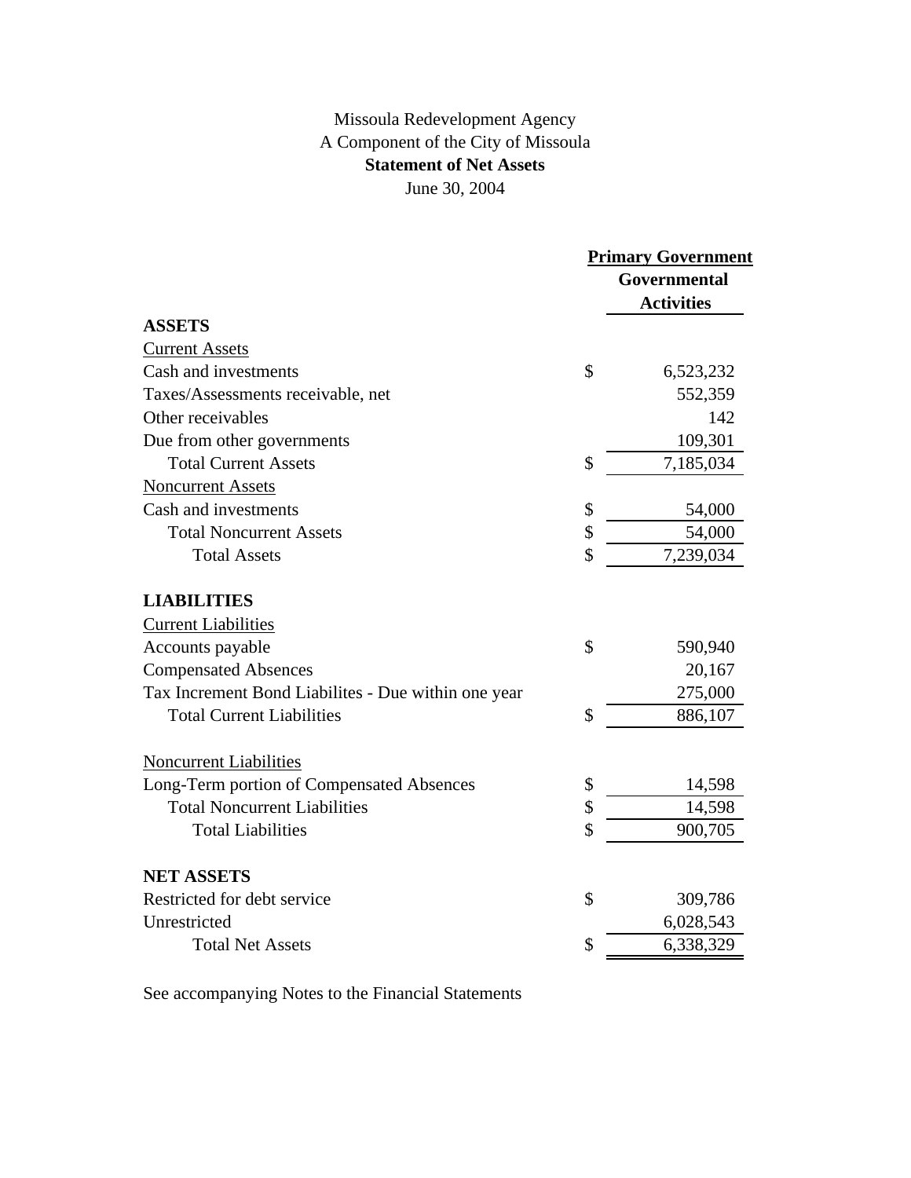Missoula Redevelopment Agency
A Component of the City of Missoula
**Statement of Net Assets**
June 30, 2004

| | | Primary Government Governmental Activities |
|---|---|---|
| **ASSETS** | | |
| Current Assets | | |
| Cash and investments | $ | 6,523,232 |
| Taxes/Assessments receivable, net | | 552,359 |
| Other receivables | | 142 |
| Due from other governments | | 109,301 |
| Total Current Assets | $ | 7,185,034 |
| Noncurrent Assets | | |
| Cash and investments | $ | 54,000 |
| Total Noncurrent Assets | $ | 54,000 |
| Total Assets | $ | 7,239,034 |
| | | |
| **LIABILITIES** | | |
| Current Liabilities | | |
| Accounts payable | $ | 590,940 |
| Compensated Absences | | 20,167 |
| Tax Increment Bond Liabilites - Due within one year | | 275,000 |
| Total Current Liabilities | $ | 886,107 |
| | | |
| Noncurrent Liabilities | | |
| Long-Term portion of Compensated Absences | $ | 14,598 |
| Total Noncurrent Liabilities | $ | 14,598 |
| Total Liabilities | $ | 900,705 |
| | | |
| **NET ASSETS** | | |
| Restricted for debt service | $ | 309,786 |
| Unrestricted | | 6,028,543 |
| Total Net Assets | $ | 6,338,329 |

See accompanying Notes to the Financial Statements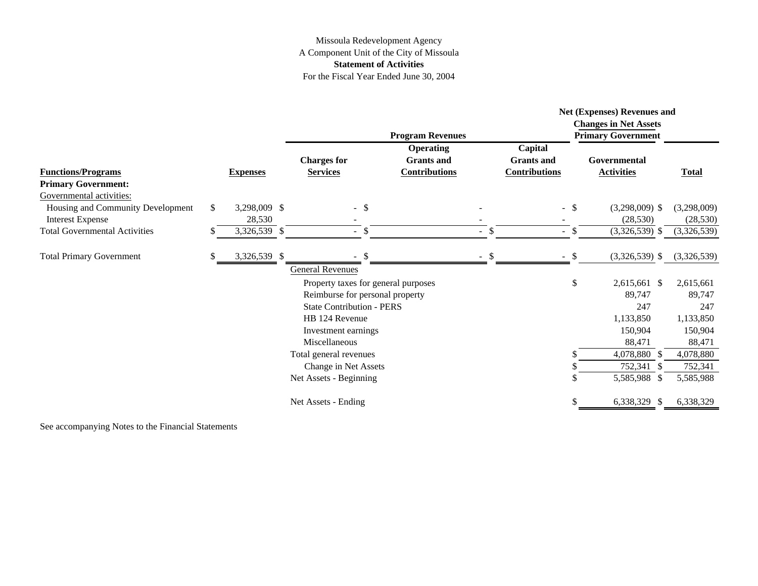Missoula Redevelopment Agency
A Component Unit of the City of Missoula
**Statement of Activities**
For the Fiscal Year Ended June 30, 2004

| | | Program Revenues | | | Net (Expenses) Revenues and Changes in Net Assets Primary Government | |
|---|---|---|---|---|---|---|
| **Functions/Programs** | **Expenses** | **Charges for Services** | **Operating Grants and Contributions** | **Capital Grants and Contributions** | **Governmental Activities** | **Total** |
| **Primary Government:** | | | | | | |
| Governmental activities: | | | | | | |
| Housing and Community Development | $ 3,298,009 | $ - | $ - | - | $ (3,298,009) | $ (3,298,009) |
| Interest Expense | 28,530 | - | - | - | (28,530) | (28,530) |
| Total Governmental Activities | $ 3,326,539 | $ - | $ - | $ - | $ (3,326,539) | $ (3,326,539) |
| Total Primary Government | $ 3,326,539 | $ - | $ - | $ - | $ (3,326,539) | $ (3,326,539) |
| | | General Revenues | | | | |
| | | Property taxes for general purposes | | | $ 2,615,661 | $ 2,615,661 |
| | | Reimburse for personal property | | | 89,747 | 89,747 |
| | | State Contribution - PERS | | | 247 | 247 |
| | | HB 124 Revenue | | | 1,133,850 | 1,133,850 |
| | | Investment earnings | | | 150,904 | 150,904 |
| | | Miscellaneous | | | 88,471 | 88,471 |
| | | Total general revenues | | | $ 4,078,880 | $ 4,078,880 |
| | | Change in Net Assets | | | $ 752,341 | $ 752,341 |
| | | Net Assets - Beginning | | | $ 5,585,988 | $ 5,585,988 |
| | | Net Assets - Ending | | | $ 6,338,329 | $ 6,338,329 |

See accompanying Notes to the Financial Statements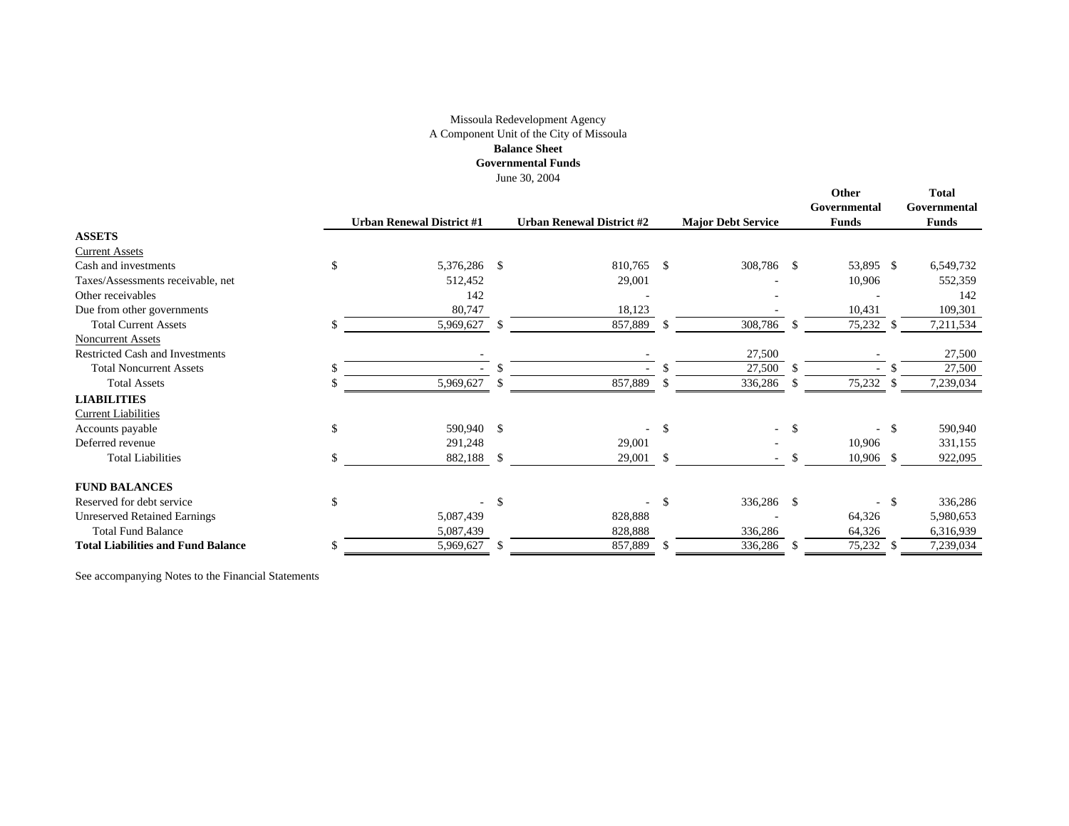Missoula Redevelopment Agency
A Component Unit of the City of Missoula
**Balance Sheet**
**Governmental Funds**
June 30, 2004

| | Urban Renewal District #1 | Urban Renewal District #2 | Major Debt Service | Other Governmental Funds | Total Governmental Funds |
|---|---|---|---|---|---|
| **ASSETS** | | | | | |
| Current Assets | | | | | |
| Cash and investments | $ 5,376,286 | $ 810,765 | $ 308,786 | $ 53,895 | $ 6,549,732 |
| Taxes/Assessments receivable, net | 512,452 | 29,001 | - | 10,906 | 552,359 |
| Other receivables | 142 | - | - | - | 142 |
| Due from other governments | 80,747 | 18,123 | - | 10,431 | 109,301 |
| Total Current Assets | $ 5,969,627 | $ 857,889 | $ 308,786 | $ 75,232 | $ 7,211,534 |
| Noncurrent Assets | | | | | |
| Restricted Cash and Investments | - | - | 27,500 | - | 27,500 |
| Total Noncurrent Assets | $ - | $ - | $ 27,500 | $ - | $ 27,500 |
| Total Assets | $ 5,969,627 | $ 857,889 | $ 336,286 | $ 75,232 | $ 7,239,034 |
| **LIABILITIES** | | | | | |
| Current Liabilities | | | | | |
| Accounts payable | $ 590,940 | $ - | $ - | $ - | $ 590,940 |
| Deferred revenue | 291,248 | 29,001 | - | 10,906 | 331,155 |
| Total Liabilities | $ 882,188 | $ 29,001 | $ - | $ 10,906 | $ 922,095 |
| **FUND BALANCES** | | | | | |
| Reserved for debt service | $ - | $ - | $ 336,286 | $ - | $ 336,286 |
| Unreserved Retained Earnings | 5,087,439 | 828,888 | - | 64,326 | 5,980,653 |
| Total Fund Balance | 5,087,439 | 828,888 | 336,286 | 64,326 | 6,316,939 |
| **Total Liabilities and Fund Balance** | $ 5,969,627 | $ 857,889 | $ 336,286 | $ 75,232 | $ 7,239,034 |

See accompanying Notes to the Financial Statements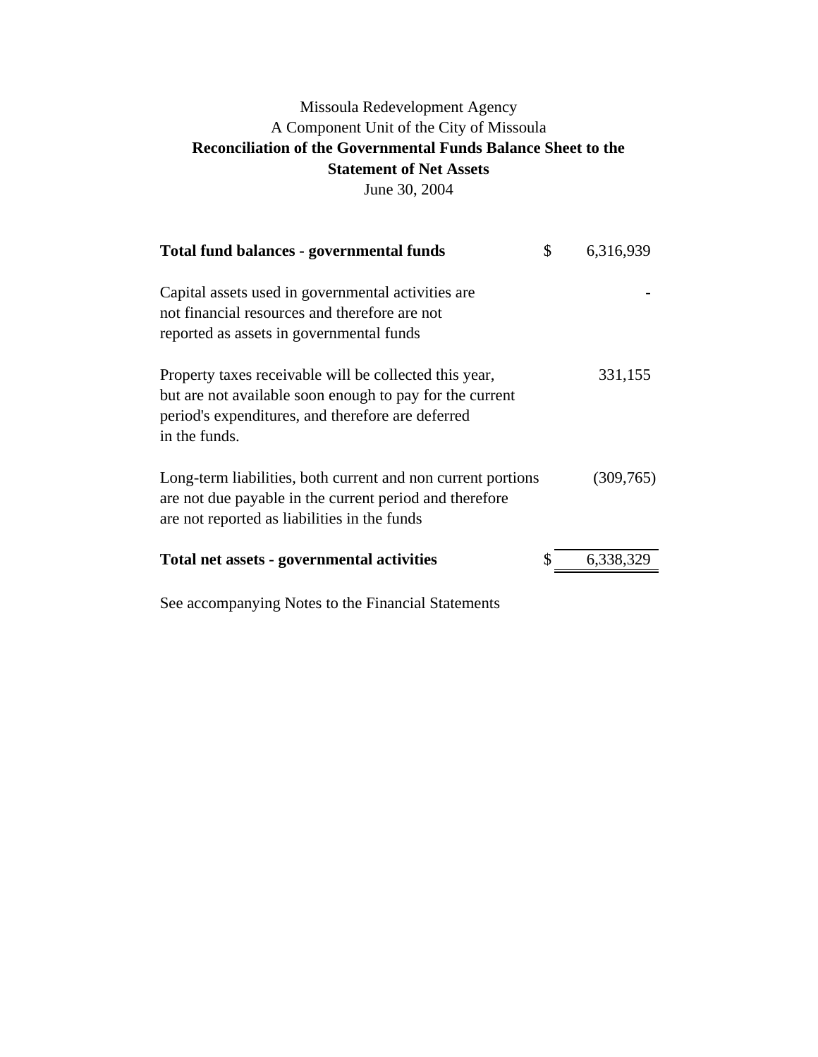Missoula Redevelopment Agency

A Component Unit of the City of Missoula

**Reconciliation of the Governmental Funds Balance Sheet to the Statement of Net Assets**

June 30, 2004

| | | |
|---|---|---|
| **Total fund balances - governmental funds** | $ | 6,316,939 |
| Capital assets used in governmental activities are not financial resources and therefore are not reported as assets in governmental funds | | - |
| Property taxes receivable will be collected this year, but are not available soon enough to pay for the current period's expenditures, and therefore are deferred in the funds. | | 331,155 |
| Long-term liabilities, both current and non current portions are not due payable in the current period and therefore are not reported as liabilities in the funds | | (309,765) |
| **Total net assets - governmental activities** | $ | 6,338,329 |

See accompanying Notes to the Financial Statements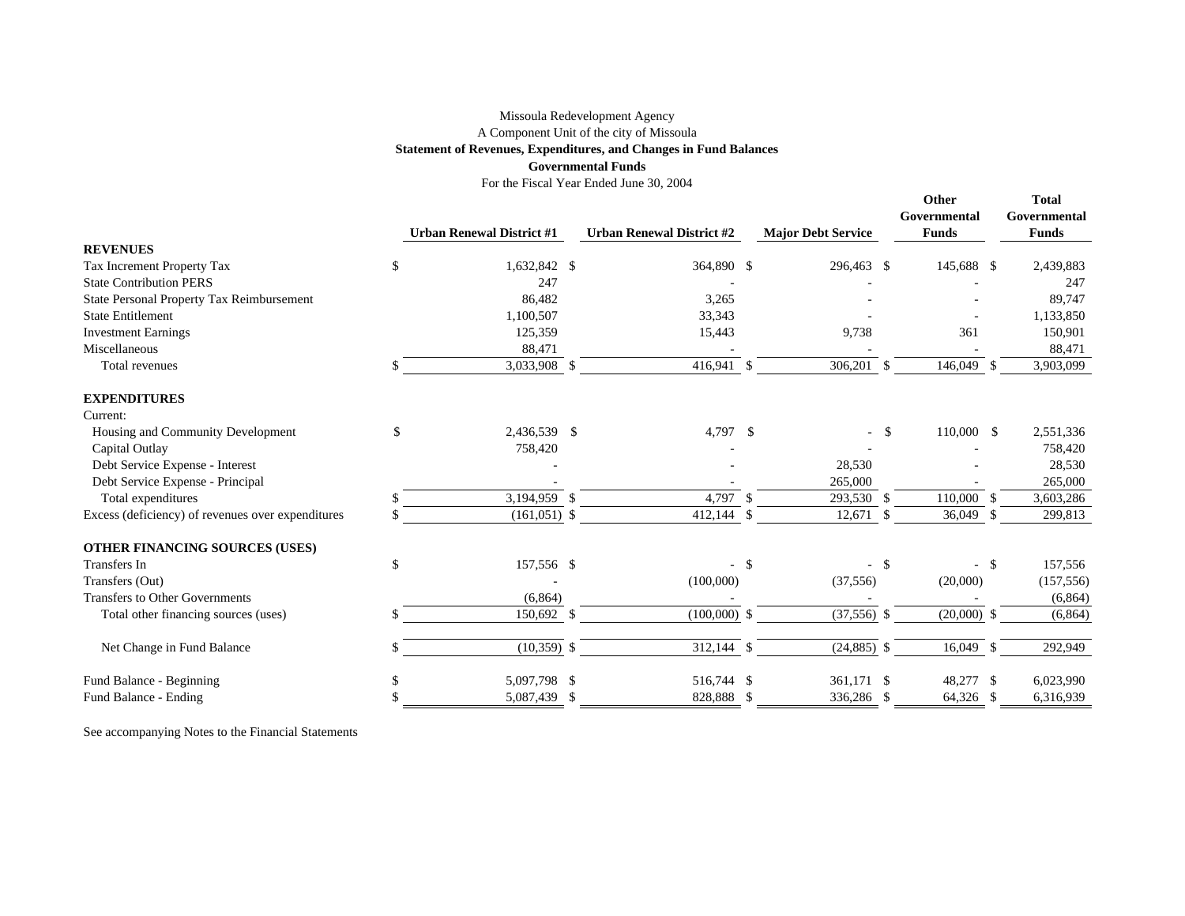Missoula Redevelopment Agency

A Component Unit of the city of Missoula

**Statement of Revenues, Expenditures, and Changes in Fund Balances**

**Governmental Funds**

For the Fiscal Year Ended June 30, 2004

| | Urban Renewal District #1 | Urban Renewal District #2 | Major Debt Service | Other Governmental Funds | Total Governmental Funds |
|---|---|---|---|---|---|
| **REVENUES** | | | | | |
| Tax Increment Property Tax | $ 1,632,842 | $ 364,890 | $ 296,463 | $ 145,688 | $ 2,439,883 |
| State Contribution PERS | 247 | - | - | - | 247 |
| State Personal Property Tax Reimbursement | 86,482 | 3,265 | - | - | 89,747 |
| State Entitlement | 1,100,507 | 33,343 | - | - | 1,133,850 |
| Investment Earnings | 125,359 | 15,443 | 9,738 | 361 | 150,901 |
| Miscellaneous | 88,471 | - | - | - | 88,471 |
| Total revenues | $ 3,033,908 | $ 416,941 | $ 306,201 | $ 146,049 | $ 3,903,099 |
| **EXPENDITURES** | | | | | |
| Current: | | | | | |
| Housing and Community Development | $ 2,436,539 | $ 4,797 | $ - | $ 110,000 | $ 2,551,336 |
| Capital Outlay | 758,420 | - | - | - | 758,420 |
| Debt Service Expense - Interest | - | - | 28,530 | - | 28,530 |
| Debt Service Expense - Principal | - | - | 265,000 | - | 265,000 |
| Total expenditures | $ 3,194,959 | $ 4,797 | $ 293,530 | $ 110,000 | $ 3,603,286 |
| Excess (deficiency) of revenues over expenditures | $ (161,051) | $ 412,144 | $ 12,671 | $ 36,049 | $ 299,813 |
| **OTHER FINANCING SOURCES (USES)** | | | | | |
| Transfers In | $ 157,556 | $ - | $ - | $ - | $ 157,556 |
| Transfers (Out) | - | (100,000) | (37,556) | (20,000) | (157,556) |
| Transfers to Other Governments | (6,864) | - | - | - | (6,864) |
| Total other financing sources (uses) | $ 150,692 | $ (100,000) | $ (37,556) | $ (20,000) | $ (6,864) |
| Net Change in Fund Balance | $ (10,359) | $ 312,144 | $ (24,885) | $ 16,049 | $ 292,949 |
| Fund Balance - Beginning | $ 5,097,798 | $ 516,744 | $ 361,171 | $ 48,277 | $ 6,023,990 |
| Fund Balance - Ending | $ 5,087,439 | $ 828,888 | $ 336,286 | $ 64,326 | $ 6,316,939 |

See accompanying Notes to the Financial Statements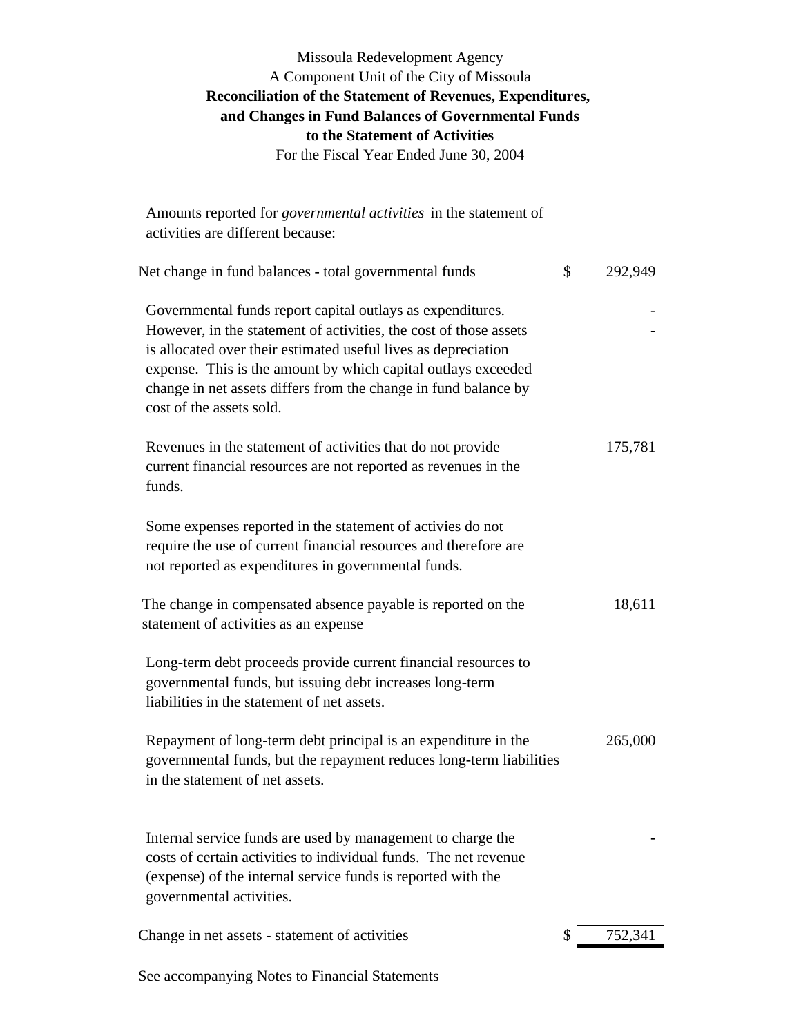Missoula Redevelopment Agency

A Component Unit of the City of Missoula

**Reconciliation of the Statement of Revenues, Expenditures, and Changes in Fund Balances of Governmental Funds to the Statement of Activities**

For the Fiscal Year Ended June 30, 2004

Amounts reported for *governmental activities* in the statement of activities are different because:

| | | |
|---|---|---|
| Net change in fund balances - total governmental funds | $ | 292,949 |
| Governmental funds report capital outlays as expenditures. However, in the statement of activities, the cost of those assets is allocated over their estimated useful lives as depreciation expense. This is the amount by which capital outlays exceeded change in net assets differs from the change in fund balance by cost of the assets sold. | | -<br>- |
| Revenues in the statement of activities that do not provide current financial resources are not reported as revenues in the funds. | | 175,781 |
| Some expenses reported in the statement of activies do not require the use of current financial resources and therefore are not reported as expenditures in governmental funds. | | |
| The change in compensated absence payable is reported on the statement of activities as an expense | | 18,611 |
| Long-term debt proceeds provide current financial resources to governmental funds, but issuing debt increases long-term liabilities in the statement of net assets. | | |
| Repayment of long-term debt principal is an expenditure in the governmental funds, but the repayment reduces long-term liabilities in the statement of net assets. | | 265,000 |
| Internal service funds are used by management to charge the costs of certain activities to individual funds. The net revenue (expense) of the internal service funds is reported with the governmental activities. | | - |
| Change in net assets - statement of activities | $ | 752,341 |

See accompanying Notes to Financial Statements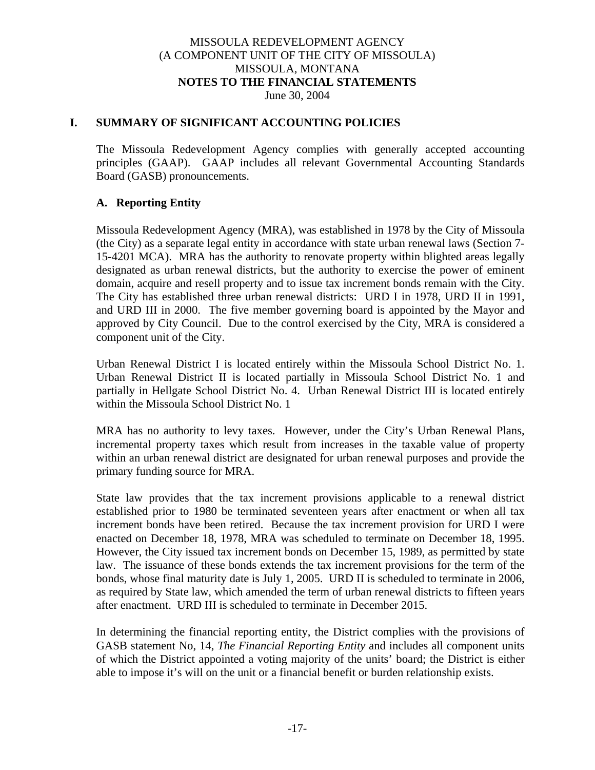# MISSOULA REDEVELOPMENT AGENCY
## (A COMPONENT UNIT OF THE CITY OF MISSOULA)
## MISSOULA, MONTANA
## NOTES TO THE FINANCIAL STATEMENTS
June 30, 2004

## I. SUMMARY OF SIGNIFICANT ACCOUNTING POLICIES

The Missoula Redevelopment Agency complies with generally accepted accounting principles (GAAP). GAAP includes all relevant Governmental Accounting Standards Board (GASB) pronouncements.

### A. Reporting Entity

Missoula Redevelopment Agency (MRA), was established in 1978 by the City of Missoula (the City) as a separate legal entity in accordance with state urban renewal laws (Section 7-15-4201 MCA). MRA has the authority to renovate property within blighted areas legally designated as urban renewal districts, but the authority to exercise the power of eminent domain, acquire and resell property and to issue tax increment bonds remain with the City. The City has established three urban renewal districts: URD I in 1978, URD II in 1991, and URD III in 2000. The five member governing board is appointed by the Mayor and approved by City Council. Due to the control exercised by the City, MRA is considered a component unit of the City.

Urban Renewal District I is located entirely within the Missoula School District No. 1. Urban Renewal District II is located partially in Missoula School District No. 1 and partially in Hellgate School District No. 4. Urban Renewal District III is located entirely within the Missoula School District No. 1

MRA has no authority to levy taxes. However, under the City's Urban Renewal Plans, incremental property taxes which result from increases in the taxable value of property within an urban renewal district are designated for urban renewal purposes and provide the primary funding source for MRA.

State law provides that the tax increment provisions applicable to a renewal district established prior to 1980 be terminated seventeen years after enactment or when all tax increment bonds have been retired. Because the tax increment provision for URD I were enacted on December 18, 1978, MRA was scheduled to terminate on December 18, 1995. However, the City issued tax increment bonds on December 15, 1989, as permitted by state law. The issuance of these bonds extends the tax increment provisions for the term of the bonds, whose final maturity date is July 1, 2005. URD II is scheduled to terminate in 2006, as required by State law, which amended the term of urban renewal districts to fifteen years after enactment. URD III is scheduled to terminate in December 2015.

In determining the financial reporting entity, the District complies with the provisions of GASB statement No, 14, *The Financial Reporting Entity* and includes all component units of which the District appointed a voting majority of the units' board; the District is either able to impose it's will on the unit or a financial benefit or burden relationship exists.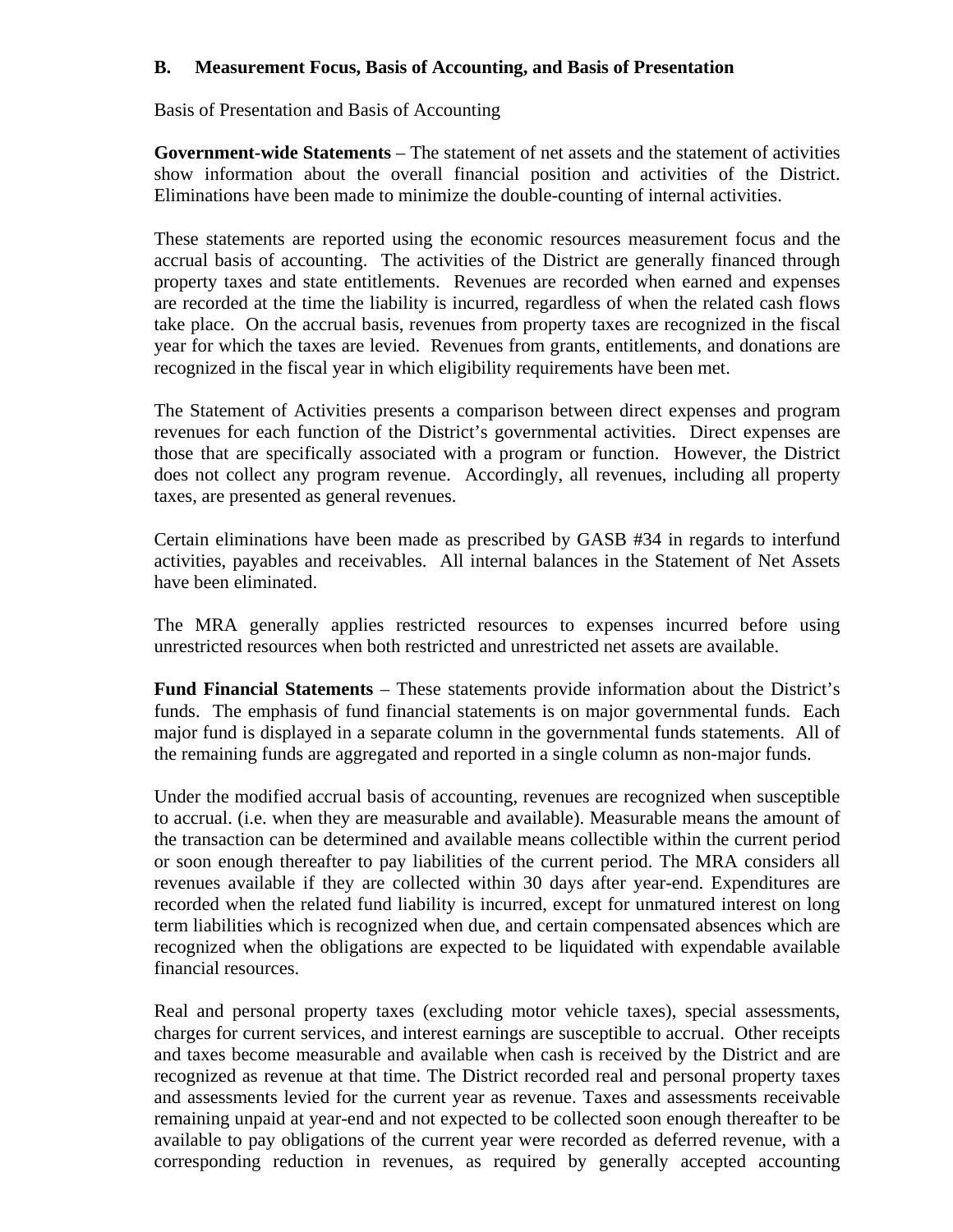## B. Measurement Focus, Basis of Accounting, and Basis of Presentation

Basis of Presentation and Basis of Accounting

**Government-wide Statements** – The statement of net assets and the statement of activities show information about the overall financial position and activities of the District. Eliminations have been made to minimize the double-counting of internal activities.

These statements are reported using the economic resources measurement focus and the accrual basis of accounting. The activities of the District are generally financed through property taxes and state entitlements. Revenues are recorded when earned and expenses are recorded at the time the liability is incurred, regardless of when the related cash flows take place. On the accrual basis, revenues from property taxes are recognized in the fiscal year for which the taxes are levied. Revenues from grants, entitlements, and donations are recognized in the fiscal year in which eligibility requirements have been met.

The Statement of Activities presents a comparison between direct expenses and program revenues for each function of the District's governmental activities. Direct expenses are those that are specifically associated with a program or function. However, the District does not collect any program revenue. Accordingly, all revenues, including all property taxes, are presented as general revenues.

Certain eliminations have been made as prescribed by GASB #34 in regards to interfund activities, payables and receivables. All internal balances in the Statement of Net Assets have been eliminated.

The MRA generally applies restricted resources to expenses incurred before using unrestricted resources when both restricted and unrestricted net assets are available.

**Fund Financial Statements** – These statements provide information about the District's funds. The emphasis of fund financial statements is on major governmental funds. Each major fund is displayed in a separate column in the governmental funds statements. All of the remaining funds are aggregated and reported in a single column as non-major funds.

Under the modified accrual basis of accounting, revenues are recognized when susceptible to accrual. (i.e. when they are measurable and available). Measurable means the amount of the transaction can be determined and available means collectible within the current period or soon enough thereafter to pay liabilities of the current period. The MRA considers all revenues available if they are collected within 30 days after year-end. Expenditures are recorded when the related fund liability is incurred, except for unmatured interest on long term liabilities which is recognized when due, and certain compensated absences which are recognized when the obligations are expected to be liquidated with expendable available financial resources.

Real and personal property taxes (excluding motor vehicle taxes), special assessments, charges for current services, and interest earnings are susceptible to accrual. Other receipts and taxes become measurable and available when cash is received by the District and are recognized as revenue at that time. The District recorded real and personal property taxes and assessments levied for the current year as revenue. Taxes and assessments receivable remaining unpaid at year-end and not expected to be collected soon enough thereafter to be available to pay obligations of the current year were recorded as deferred revenue, with a corresponding reduction in revenues, as required by generally accepted accounting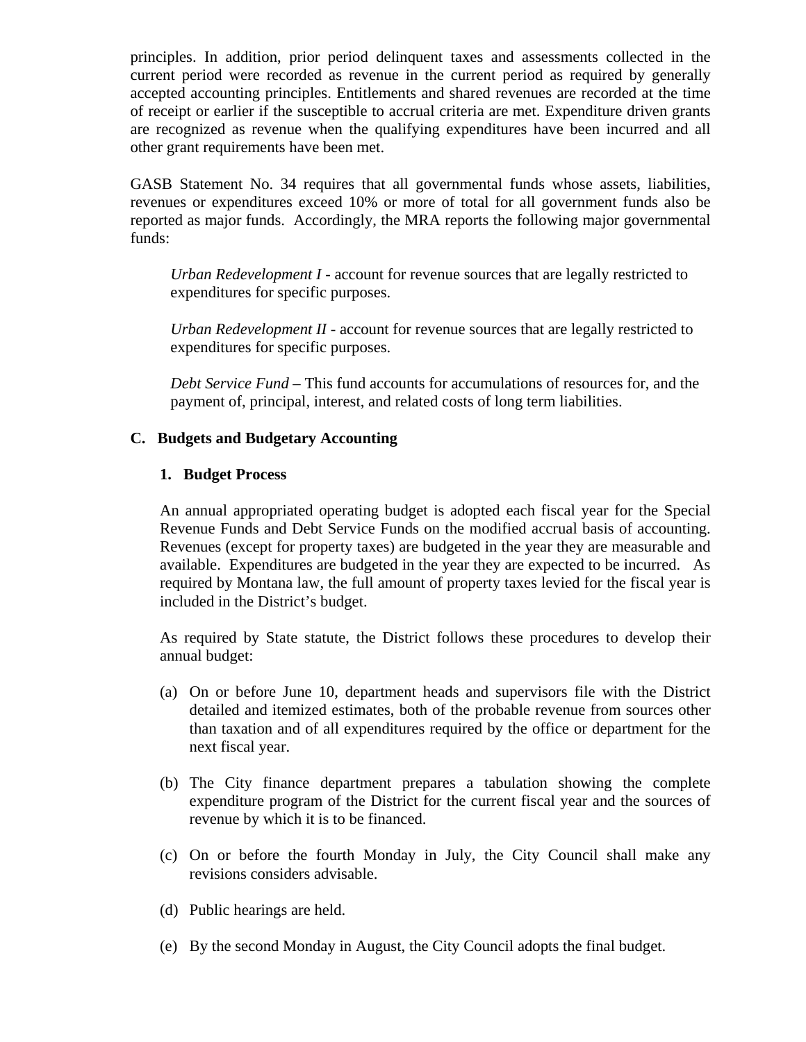principles. In addition, prior period delinquent taxes and assessments collected in the current period were recorded as revenue in the current period as required by generally accepted accounting principles. Entitlements and shared revenues are recorded at the time of receipt or earlier if the susceptible to accrual criteria are met. Expenditure driven grants are recognized as revenue when the qualifying expenditures have been incurred and all other grant requirements have been met.

GASB Statement No. 34 requires that all governmental funds whose assets, liabilities, revenues or expenditures exceed 10% or more of total for all government funds also be reported as major funds. Accordingly, the MRA reports the following major governmental funds:

*Urban Redevelopment I* - account for revenue sources that are legally restricted to expenditures for specific purposes.

*Urban Redevelopment II* - account for revenue sources that are legally restricted to expenditures for specific purposes.

*Debt Service Fund* – This fund accounts for accumulations of resources for, and the payment of, principal, interest, and related costs of long term liabilities.

## C. Budgets and Budgetary Accounting

### 1. Budget Process

An annual appropriated operating budget is adopted each fiscal year for the Special Revenue Funds and Debt Service Funds on the modified accrual basis of accounting. Revenues (except for property taxes) are budgeted in the year they are measurable and available. Expenditures are budgeted in the year they are expected to be incurred. As required by Montana law, the full amount of property taxes levied for the fiscal year is included in the District's budget.

As required by State statute, the District follows these procedures to develop their annual budget:

(a) On or before June 10, department heads and supervisors file with the District detailed and itemized estimates, both of the probable revenue from sources other than taxation and of all expenditures required by the office or department for the next fiscal year.

(b) The City finance department prepares a tabulation showing the complete expenditure program of the District for the current fiscal year and the sources of revenue by which it is to be financed.

(c) On or before the fourth Monday in July, the City Council shall make any revisions considers advisable.

(d) Public hearings are held.

(e) By the second Monday in August, the City Council adopts the final budget.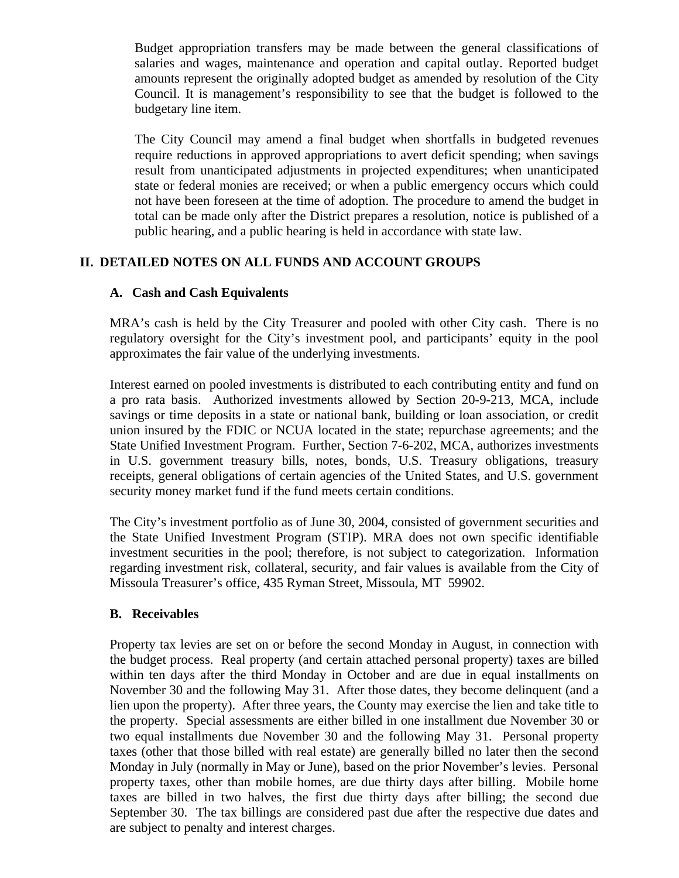Budget appropriation transfers may be made between the general classifications of salaries and wages, maintenance and operation and capital outlay. Reported budget amounts represent the originally adopted budget as amended by resolution of the City Council. It is management's responsibility to see that the budget is followed to the budgetary line item.

The City Council may amend a final budget when shortfalls in budgeted revenues require reductions in approved appropriations to avert deficit spending; when savings result from unanticipated adjustments in projected expenditures; when unanticipated state or federal monies are received; or when a public emergency occurs which could not have been foreseen at the time of adoption. The procedure to amend the budget in total can be made only after the District prepares a resolution, notice is published of a public hearing, and a public hearing is held in accordance with state law.

## II. DETAILED NOTES ON ALL FUNDS AND ACCOUNT GROUPS

### A. Cash and Cash Equivalents

MRA's cash is held by the City Treasurer and pooled with other City cash. There is no regulatory oversight for the City's investment pool, and participants' equity in the pool approximates the fair value of the underlying investments.

Interest earned on pooled investments is distributed to each contributing entity and fund on a pro rata basis. Authorized investments allowed by Section 20-9-213, MCA, include savings or time deposits in a state or national bank, building or loan association, or credit union insured by the FDIC or NCUA located in the state; repurchase agreements; and the State Unified Investment Program. Further, Section 7-6-202, MCA, authorizes investments in U.S. government treasury bills, notes, bonds, U.S. Treasury obligations, treasury receipts, general obligations of certain agencies of the United States, and U.S. government security money market fund if the fund meets certain conditions.

The City's investment portfolio as of June 30, 2004, consisted of government securities and the State Unified Investment Program (STIP). MRA does not own specific identifiable investment securities in the pool; therefore, is not subject to categorization. Information regarding investment risk, collateral, security, and fair values is available from the City of Missoula Treasurer's office, 435 Ryman Street, Missoula, MT 59902.

### B. Receivables

Property tax levies are set on or before the second Monday in August, in connection with the budget process. Real property (and certain attached personal property) taxes are billed within ten days after the third Monday in October and are due in equal installments on November 30 and the following May 31. After those dates, they become delinquent (and a lien upon the property). After three years, the County may exercise the lien and take title to the property. Special assessments are either billed in one installment due November 30 or two equal installments due November 30 and the following May 31. Personal property taxes (other that those billed with real estate) are generally billed no later then the second Monday in July (normally in May or June), based on the prior November's levies. Personal property taxes, other than mobile homes, are due thirty days after billing. Mobile home taxes are billed in two halves, the first due thirty days after billing; the second due September 30. The tax billings are considered past due after the respective due dates and are subject to penalty and interest charges.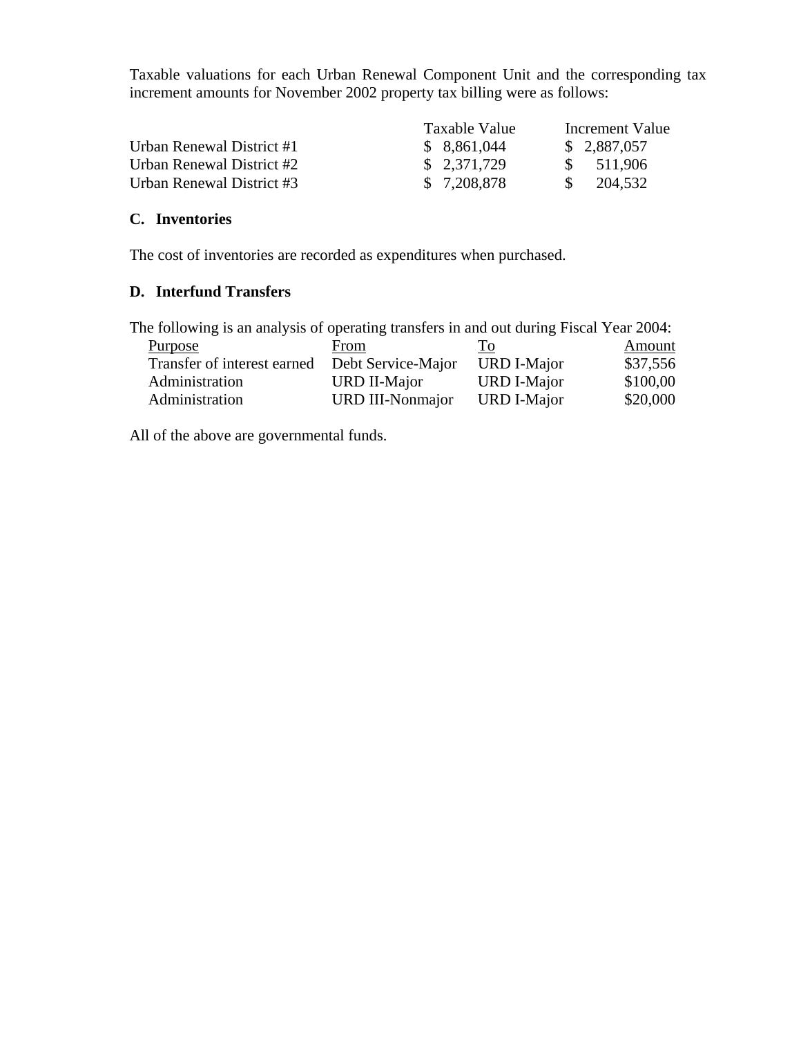Taxable valuations for each Urban Renewal Component Unit and the corresponding tax increment amounts for November 2002 property tax billing were as follows:

| | Taxable Value | Increment Value |
|---|---|---|
| Urban Renewal District #1 | $ 8,861,044 | $ 2,887,057 |
| Urban Renewal District #2 | $ 2,371,729 | $ 511,906 |
| Urban Renewal District #3 | $ 7,208,878 | $ 204,532 |

**C. Inventories**

The cost of inventories are recorded as expenditures when purchased.

**D. Interfund Transfers**

The following is an analysis of operating transfers in and out during Fiscal Year 2004:

| Purpose | From | To | Amount |
|---|---|---|---|
| Transfer of interest earned | Debt Service-Major | URD I-Major | $37,556 |
| Administration | URD II-Major | URD I-Major | $100,00 |
| Administration | URD III-Nonmajor | URD I-Major | $20,000 |

All of the above are governmental funds.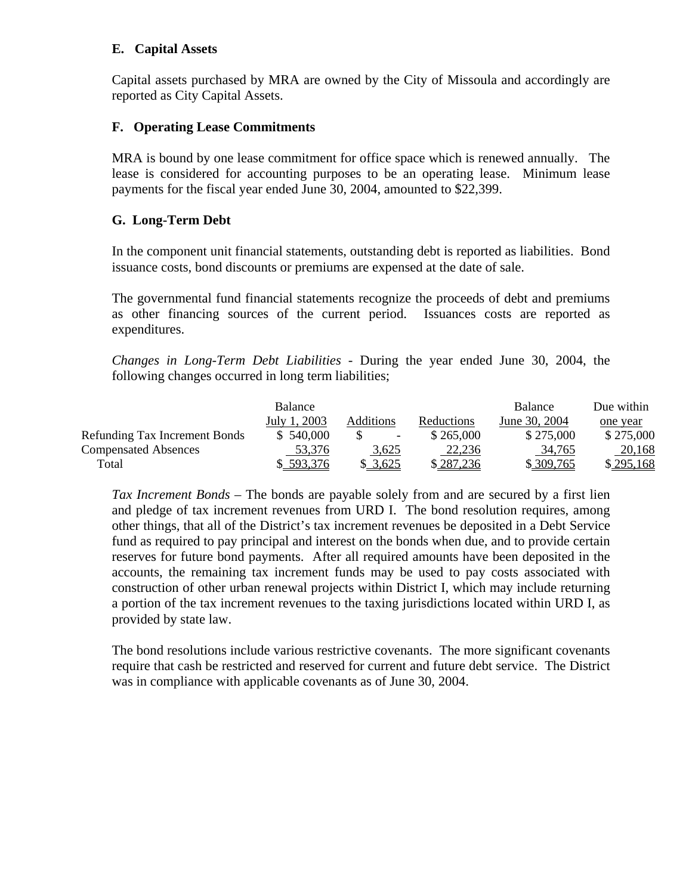### E. Capital Assets

Capital assets purchased by MRA are owned by the City of Missoula and accordingly are reported as City Capital Assets.

### F. Operating Lease Commitments

MRA is bound by one lease commitment for office space which is renewed annually. The lease is considered for accounting purposes to be an operating lease. Minimum lease payments for the fiscal year ended June 30, 2004, amounted to $22,399.

### G. Long-Term Debt

In the component unit financial statements, outstanding debt is reported as liabilities. Bond issuance costs, bond discounts or premiums are expensed at the date of sale.

The governmental fund financial statements recognize the proceeds of debt and premiums as other financing sources of the current period. Issuances costs are reported as expenditures.

*Changes in Long-Term Debt Liabilities* - During the year ended June 30, 2004, the following changes occurred in long term liabilities;

| | Balance July 1, 2003 | Additions | Reductions | Balance June 30, 2004 | Due within one year |
|---|---|---|---|---|---|
| Refunding Tax Increment Bonds | $ 540,000 | $ - | $ 265,000 | $ 275,000 | $ 275,000 |
| Compensated Absences | 53,376 | 3,625 | 22,236 | 34,765 | 20,168 |
| Total | $ 593,376 | $ 3,625 | $ 287,236 | $ 309,765 | $ 295,168 |

*Tax Increment Bonds* – The bonds are payable solely from and are secured by a first lien and pledge of tax increment revenues from URD I. The bond resolution requires, among other things, that all of the District's tax increment revenues be deposited in a Debt Service fund as required to pay principal and interest on the bonds when due, and to provide certain reserves for future bond payments. After all required amounts have been deposited in the accounts, the remaining tax increment funds may be used to pay costs associated with construction of other urban renewal projects within District I, which may include returning a portion of the tax increment revenues to the taxing jurisdictions located within URD I, as provided by state law.

The bond resolutions include various restrictive covenants. The more significant covenants require that cash be restricted and reserved for current and future debt service. The District was in compliance with applicable covenants as of June 30, 2004.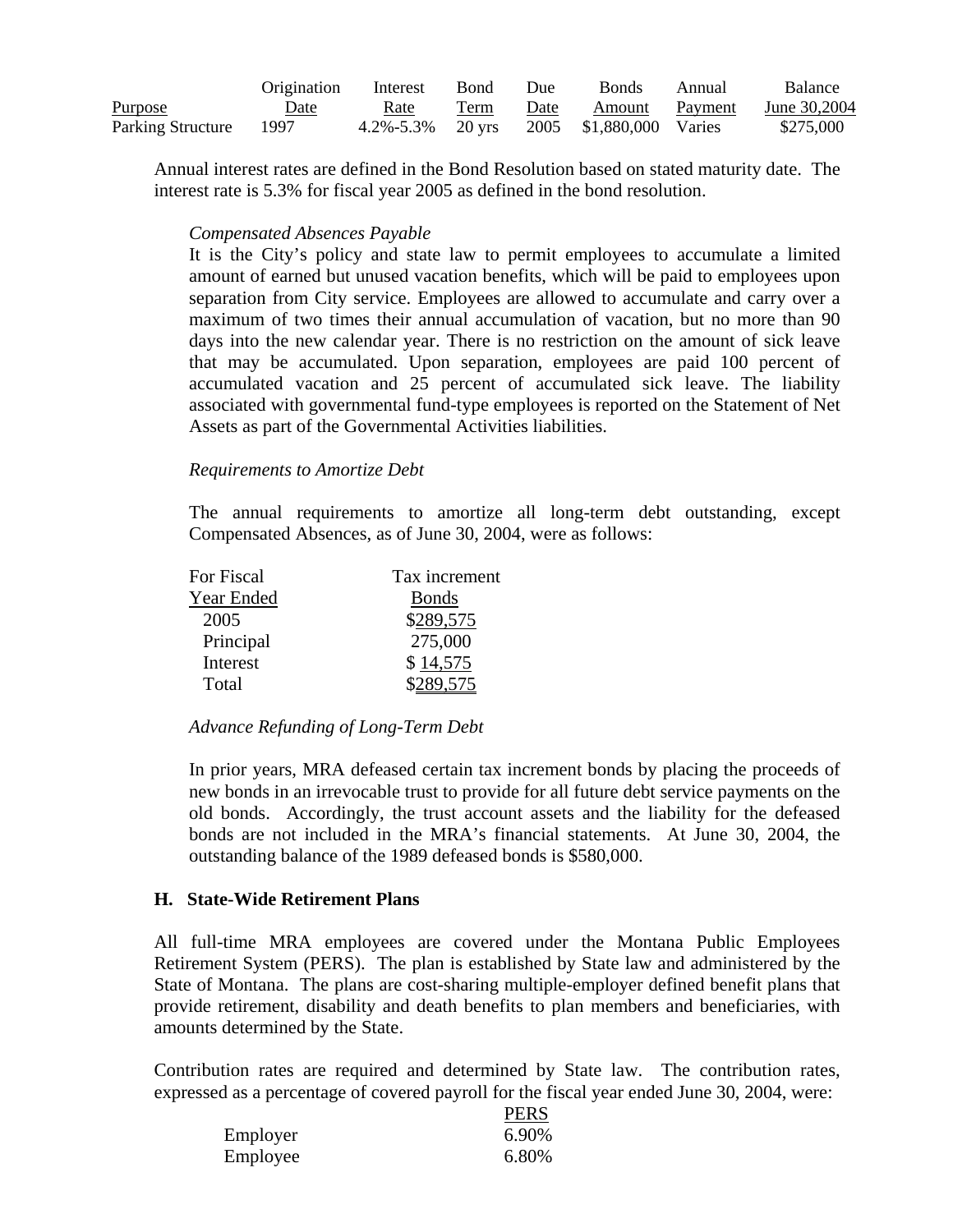| Purpose | Origination Date | Interest Rate | Bond Term | Due Date | Bonds Amount | Annual Payment | Balance June 30,2004 |
|---|---|---|---|---|---|---|---|
| Parking Structure | 1997 | 4.2%-5.3% | 20 yrs | 2005 | $1,880,000 | Varies | $275,000 |

Annual interest rates are defined in the Bond Resolution based on stated maturity date. The interest rate is 5.3% for fiscal year 2005 as defined in the bond resolution.

*Compensated Absences Payable*

It is the City's policy and state law to permit employees to accumulate a limited amount of earned but unused vacation benefits, which will be paid to employees upon separation from City service. Employees are allowed to accumulate and carry over a maximum of two times their annual accumulation of vacation, but no more than 90 days into the new calendar year. There is no restriction on the amount of sick leave that may be accumulated. Upon separation, employees are paid 100 percent of accumulated vacation and 25 percent of accumulated sick leave. The liability associated with governmental fund-type employees is reported on the Statement of Net Assets as part of the Governmental Activities liabilities.

*Requirements to Amortize Debt*

The annual requirements to amortize all long-term debt outstanding, except Compensated Absences, as of June 30, 2004, were as follows:

| For Fiscal Year Ended | Tax increment Bonds |
|---|---|
| 2005 | $289,575 |
| Principal | 275,000 |
| Interest | $ 14,575 |
| Total | $289,575 |

*Advance Refunding of Long-Term Debt*

In prior years, MRA defeased certain tax increment bonds by placing the proceeds of new bonds in an irrevocable trust to provide for all future debt service payments on the old bonds. Accordingly, the trust account assets and the liability for the defeased bonds are not included in the MRA's financial statements. At June 30, 2004, the outstanding balance of the 1989 defeased bonds is $580,000.

## H. State-Wide Retirement Plans

All full-time MRA employees are covered under the Montana Public Employees Retirement System (PERS). The plan is established by State law and administered by the State of Montana. The plans are cost-sharing multiple-employer defined benefit plans that provide retirement, disability and death benefits to plan members and beneficiaries, with amounts determined by the State.

Contribution rates are required and determined by State law. The contribution rates, expressed as a percentage of covered payroll for the fiscal year ended June 30, 2004, were:

| | PERS |
|---|---|
| Employer | 6.90% |
| Employee | 6.80% |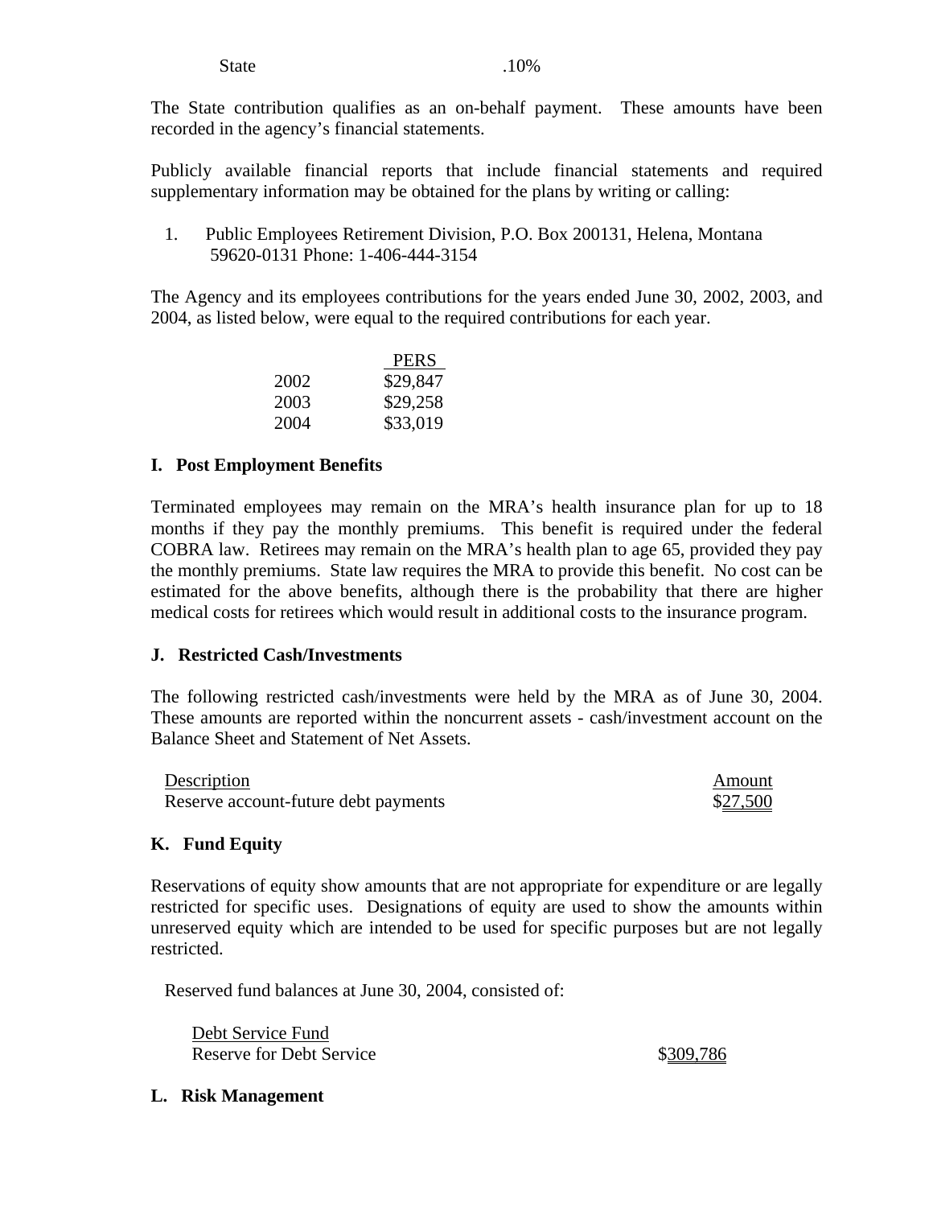| | |
|---|---|
| State | .10% |

The State contribution qualifies as an on-behalf payment. These amounts have been recorded in the agency's financial statements.

Publicly available financial reports that include financial statements and required supplementary information may be obtained for the plans by writing or calling:

1. Public Employees Retirement Division, P.O. Box 200131, Helena, Montana 59620-0131 Phone: 1-406-444-3154

The Agency and its employees contributions for the years ended June 30, 2002, 2003, and 2004, as listed below, were equal to the required contributions for each year.

| | PERS |
|---|---|
| 2002 | $29,847 |
| 2003 | $29,258 |
| 2004 | $33,019 |

### I. Post Employment Benefits

Terminated employees may remain on the MRA's health insurance plan for up to 18 months if they pay the monthly premiums. This benefit is required under the federal COBRA law. Retirees may remain on the MRA's health plan to age 65, provided they pay the monthly premiums. State law requires the MRA to provide this benefit. No cost can be estimated for the above benefits, although there is the probability that there are higher medical costs for retirees which would result in additional costs to the insurance program.

### J. Restricted Cash/Investments

The following restricted cash/investments were held by the MRA as of June 30, 2004. These amounts are reported within the noncurrent assets - cash/investment account on the Balance Sheet and Statement of Net Assets.

| Description | Amount |
|---|---|
| Reserve account-future debt payments | $27,500 |

### K. Fund Equity

Reservations of equity show amounts that are not appropriate for expenditure or are legally restricted for specific uses. Designations of equity are used to show the amounts within unreserved equity which are intended to be used for specific purposes but are not legally restricted.

Reserved fund balances at June 30, 2004, consisted of:

| Debt Service Fund | |
|---|---|
| Reserve for Debt Service | $309,786 |

### L. Risk Management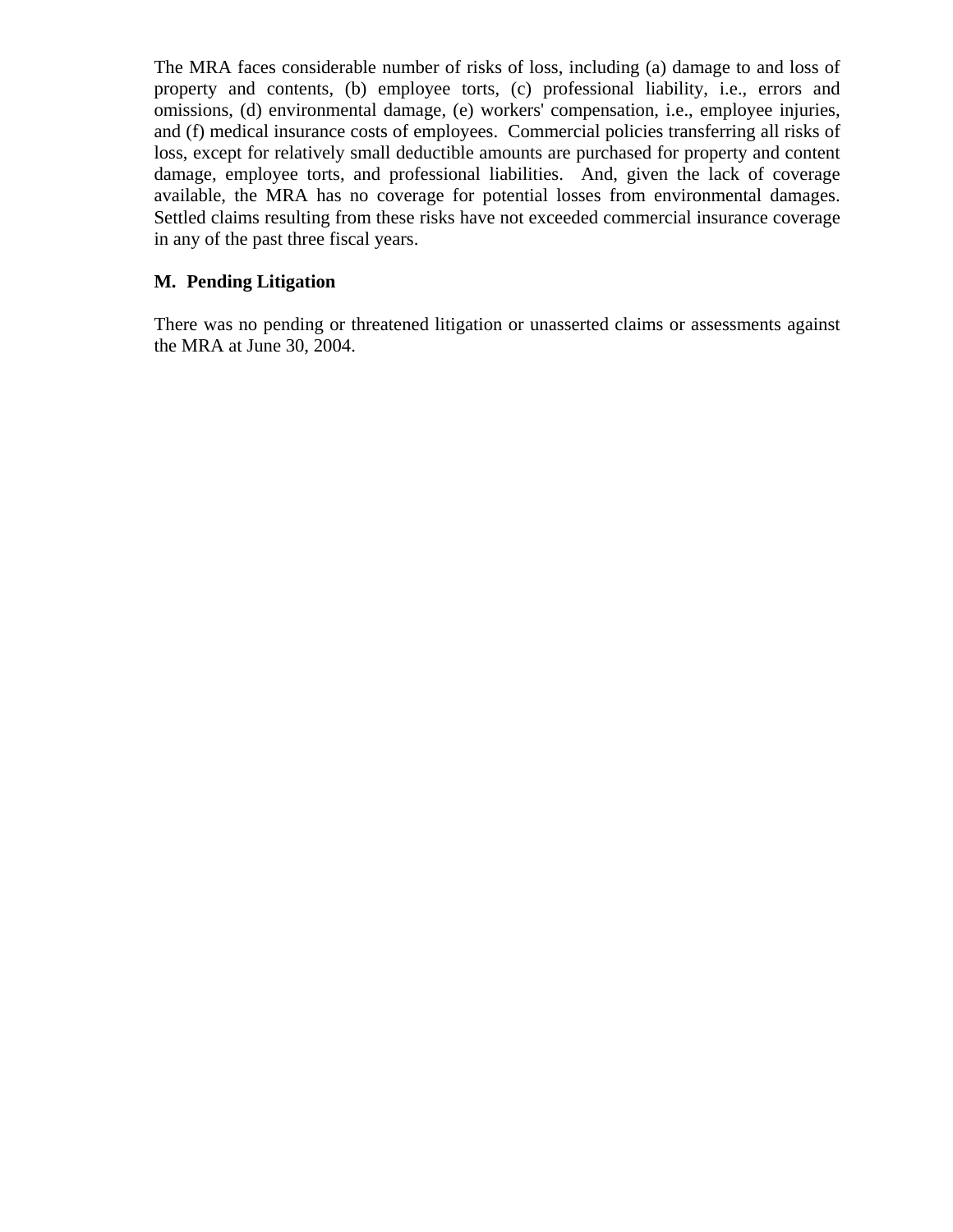The MRA faces considerable number of risks of loss, including (a) damage to and loss of property and contents, (b) employee torts, (c) professional liability, i.e., errors and omissions, (d) environmental damage, (e) workers' compensation, i.e., employee injuries, and (f) medical insurance costs of employees. Commercial policies transferring all risks of loss, except for relatively small deductible amounts are purchased for property and content damage, employee torts, and professional liabilities. And, given the lack of coverage available, the MRA has no coverage for potential losses from environmental damages. Settled claims resulting from these risks have not exceeded commercial insurance coverage in any of the past three fiscal years.

**M. Pending Litigation**

There was no pending or threatened litigation or unasserted claims or assessments against the MRA at June 30, 2004.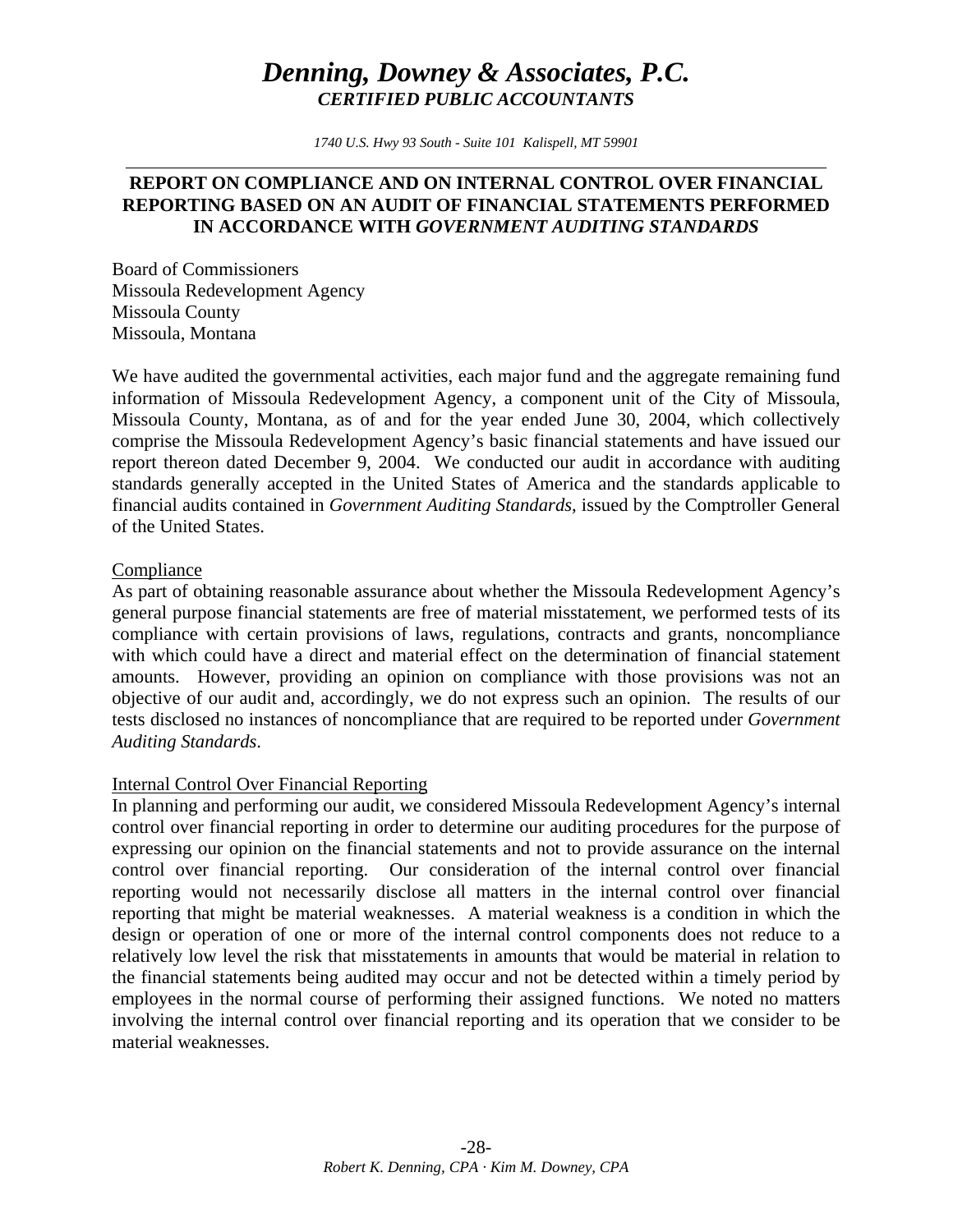# *Denning, Downey & Associates, P.C.*

***CERTIFIED PUBLIC ACCOUNTANTS***

*1740 U.S. Hwy 93 South - Suite 101 Kalispell, MT 59901*

---

## REPORT ON COMPLIANCE AND ON INTERNAL CONTROL OVER FINANCIAL REPORTING BASED ON AN AUDIT OF FINANCIAL STATEMENTS PERFORMED IN ACCORDANCE WITH *GOVERNMENT AUDITING STANDARDS*

Board of Commissioners
Missoula Redevelopment Agency
Missoula County
Missoula, Montana

We have audited the governmental activities, each major fund and the aggregate remaining fund information of Missoula Redevelopment Agency, a component unit of the City of Missoula, Missoula County, Montana, as of and for the year ended June 30, 2004, which collectively comprise the Missoula Redevelopment Agency's basic financial statements and have issued our report thereon dated December 9, 2004. We conducted our audit in accordance with auditing standards generally accepted in the United States of America and the standards applicable to financial audits contained in *Government Auditing Standards*, issued by the Comptroller General of the United States.

<u>Compliance</u>

As part of obtaining reasonable assurance about whether the Missoula Redevelopment Agency's general purpose financial statements are free of material misstatement, we performed tests of its compliance with certain provisions of laws, regulations, contracts and grants, noncompliance with which could have a direct and material effect on the determination of financial statement amounts. However, providing an opinion on compliance with those provisions was not an objective of our audit and, accordingly, we do not express such an opinion. The results of our tests disclosed no instances of noncompliance that are required to be reported under *Government Auditing Standards*.

<u>Internal Control Over Financial Reporting</u>

In planning and performing our audit, we considered Missoula Redevelopment Agency's internal control over financial reporting in order to determine our auditing procedures for the purpose of expressing our opinion on the financial statements and not to provide assurance on the internal control over financial reporting. Our consideration of the internal control over financial reporting would not necessarily disclose all matters in the internal control over financial reporting that might be material weaknesses. A material weakness is a condition in which the design or operation of one or more of the internal control components does not reduce to a relatively low level the risk that misstatements in amounts that would be material in relation to the financial statements being audited may occur and not be detected within a timely period by employees in the normal course of performing their assigned functions. We noted no matters involving the internal control over financial reporting and its operation that we consider to be material weaknesses.

*Robert K. Denning, CPA · Kim M. Downey, CPA*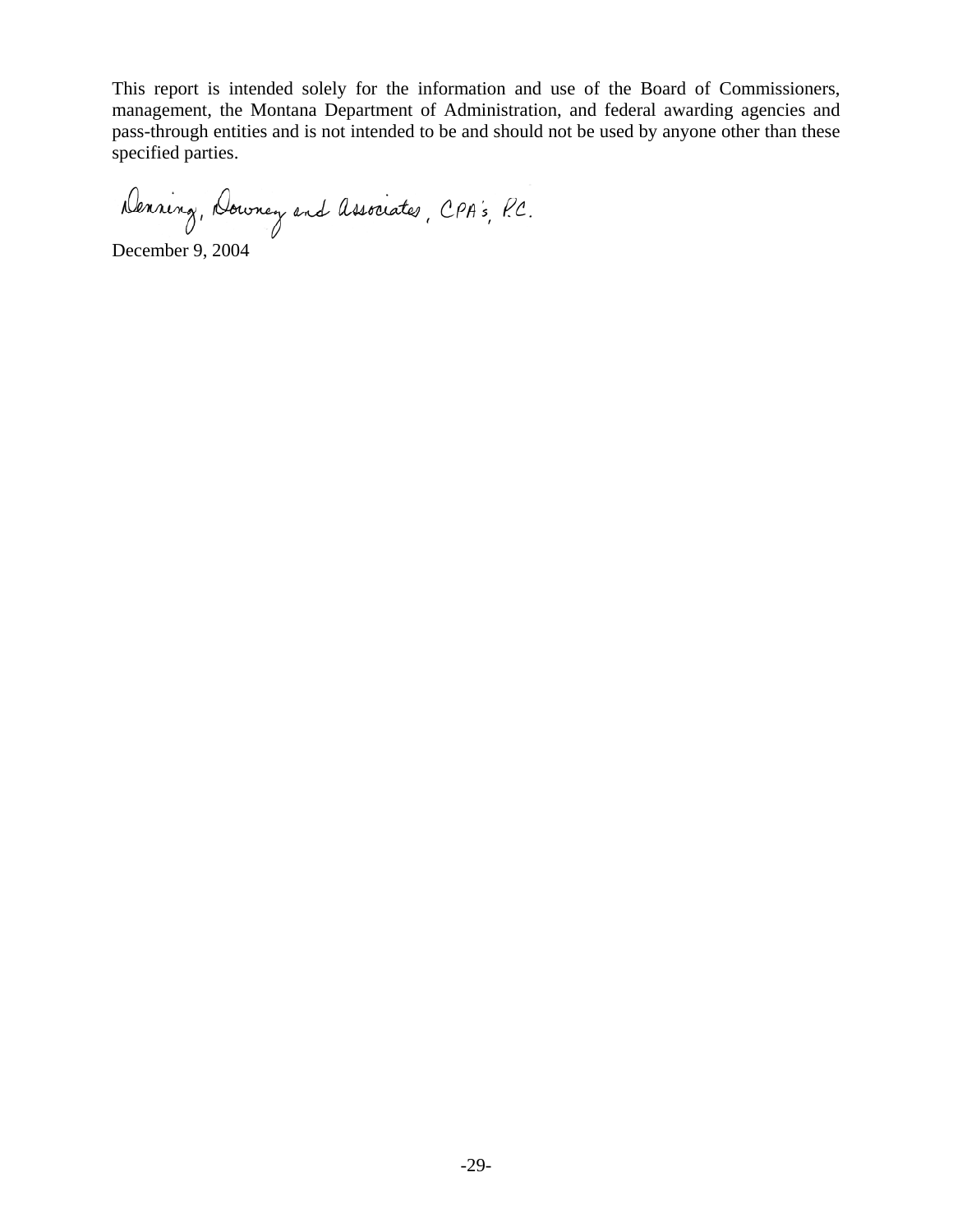This report is intended solely for the information and use of the Board of Commissioners, management, the Montana Department of Administration, and federal awarding agencies and pass-through entities and is not intended to be and should not be used by anyone other than these specified parties.

Denning, Downey and Associates, CPA's, P.C.

December 9, 2004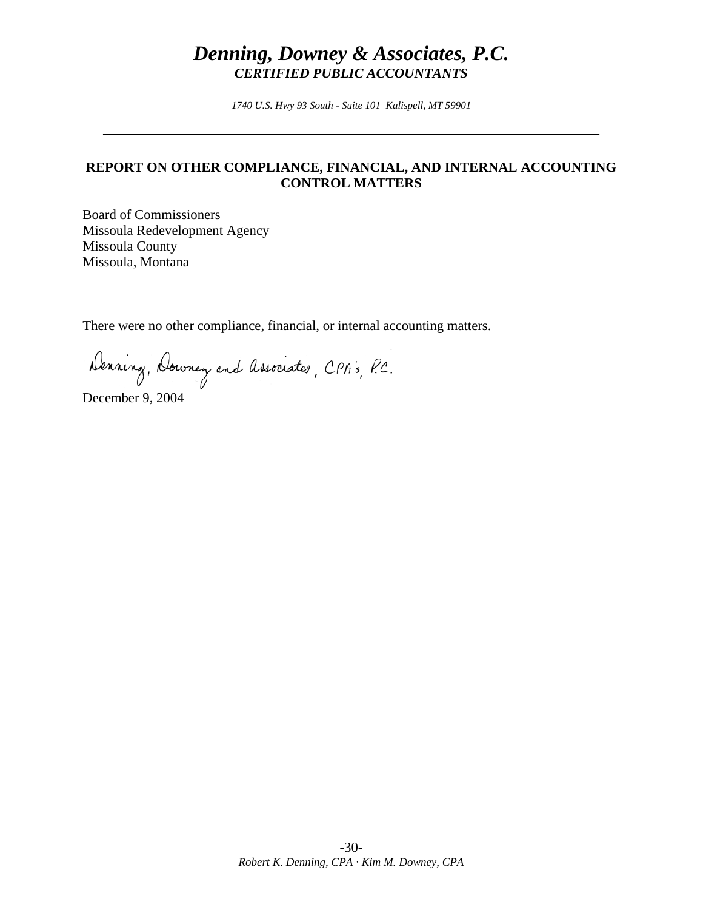# *Denning, Downey & Associates, P.C.*

***CERTIFIED PUBLIC ACCOUNTANTS***

*1740 U.S. Hwy 93 South - Suite 101 Kalispell, MT 59901*

---

## REPORT ON OTHER COMPLIANCE, FINANCIAL, AND INTERNAL ACCOUNTING CONTROL MATTERS

Board of Commissioners
Missoula Redevelopment Agency
Missoula County
Missoula, Montana

There were no other compliance, financial, or internal accounting matters.

Denning, Downey and Associates, CPA's, P.C.

December 9, 2004

*Robert K. Denning, CPA · Kim M. Downey, CPA*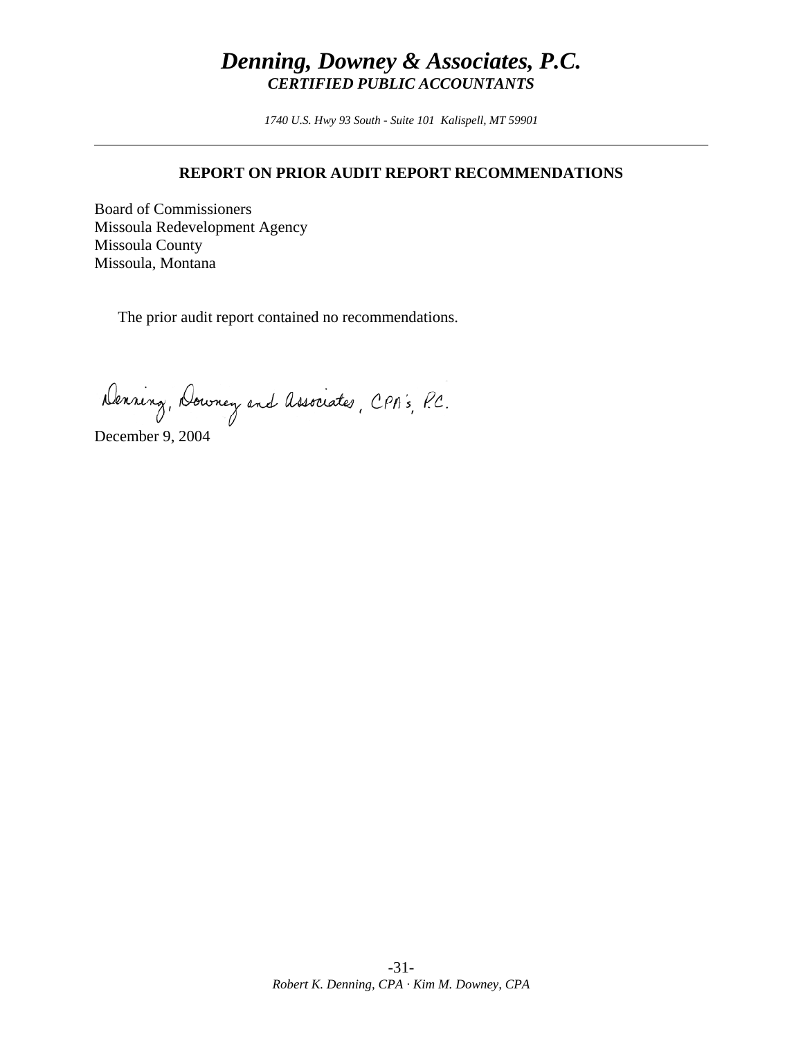# *Denning, Downey & Associates, P.C.*

***CERTIFIED PUBLIC ACCOUNTANTS***

*1740 U.S. Hwy 93 South - Suite 101 Kalispell, MT 59901*

---

**REPORT ON PRIOR AUDIT REPORT RECOMMENDATIONS**

Board of Commissioners
Missoula Redevelopment Agency
Missoula County
Missoula, Montana

The prior audit report contained no recommendations.

Denning, Downey and Associates, CPA's, P.C.

December 9, 2004

*Robert K. Denning, CPA · Kim M. Downey, CPA*